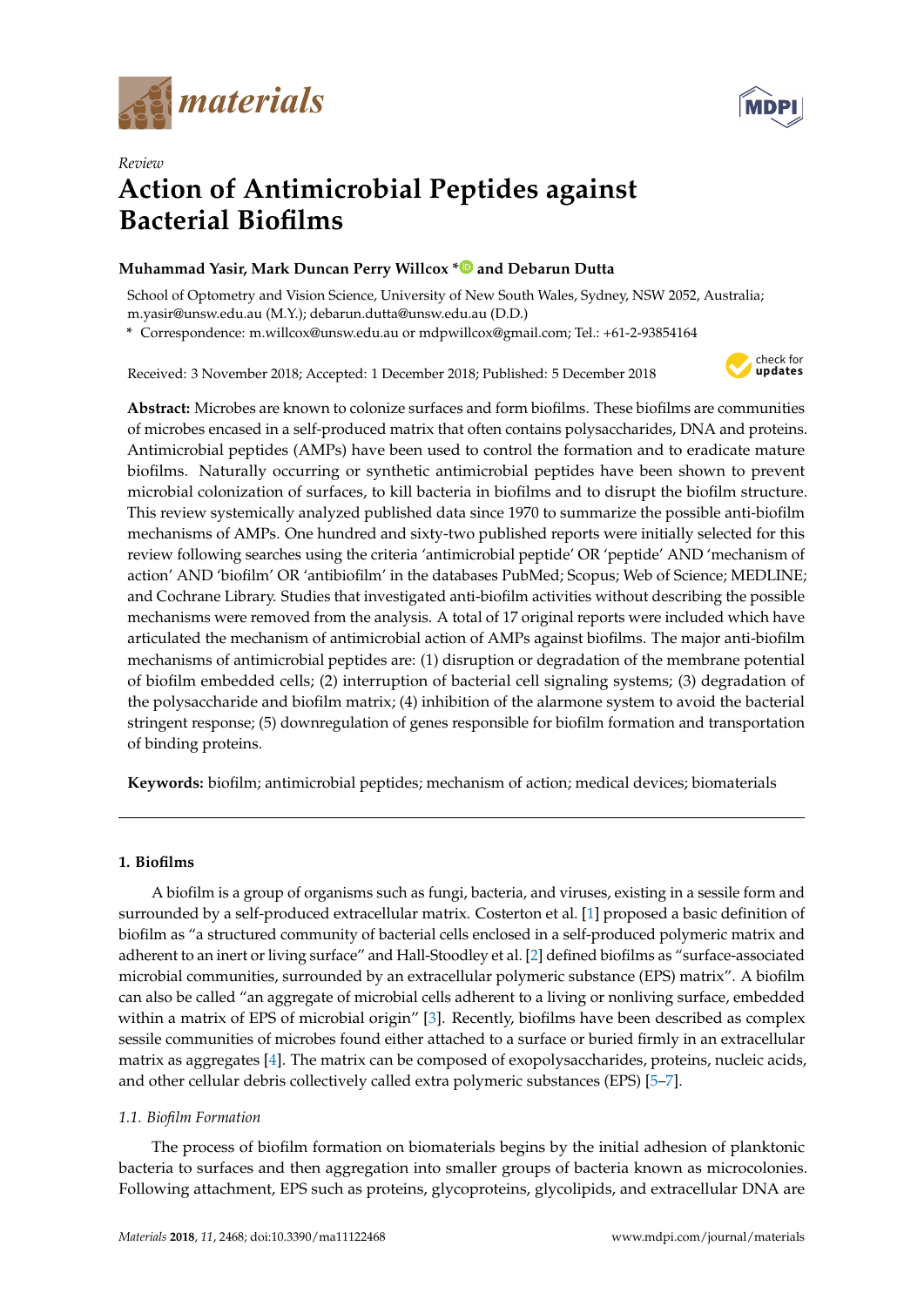Review

# Action of Antimicrobial Peptides against Bacterial Biofilms

**Muhammad Yasir, Mark Duncan Perry Willcox \* and Debarun Dutta**

School of Optometry and Vision Science, University of New South Wales, Sydney, NSW 2052, Australia; m.yasir@unsw.edu.au (M.Y.); debarun.dutta@unsw.edu.au (D.D.)

\* Correspondence: m.willcox@unsw.edu.au or mdpwillcox@gmail.com; Tel.: +61-2-93854164

Received: 3 November 2018; Accepted: 1 December 2018; Published: 5 December 2018

**Abstract:** Microbes are known to colonize surfaces and form biofilms. These biofilms are communities of microbes encased in a self-produced matrix that often contains polysaccharides, DNA and proteins. Antimicrobial peptides (AMPs) have been used to control the formation and to eradicate mature biofilms. Naturally occurring or synthetic antimicrobial peptides have been shown to prevent microbial colonization of surfaces, to kill bacteria in biofilms and to disrupt the biofilm structure. This review systemically analyzed published data since 1970 to summarize the possible anti-biofilm mechanisms of AMPs. One hundred and sixty-two published reports were initially selected for this review following searches using the criteria 'antimicrobial peptide' OR 'peptide' AND 'mechanism of action' AND 'biofilm' OR 'antibiofilm' in the databases PubMed; Scopus; Web of Science; MEDLINE; and Cochrane Library. Studies that investigated anti-biofilm activities without describing the possible mechanisms were removed from the analysis. A total of 17 original reports were included which have articulated the mechanism of antimicrobial action of AMPs against biofilms. The major anti-biofilm mechanisms of antimicrobial peptides are: (1) disruption or degradation of the membrane potential of biofilm embedded cells; (2) interruption of bacterial cell signaling systems; (3) degradation of the polysaccharide and biofilm matrix; (4) inhibition of the alarmone system to avoid the bacterial stringent response; (5) downregulation of genes responsible for biofilm formation and transportation of binding proteins.

**Keywords:** biofilm; antimicrobial peptides; mechanism of action; medical devices; biomaterials

## 1. Biofilms

A biofilm is a group of organisms such as fungi, bacteria, and viruses, existing in a sessile form and surrounded by a self-produced extracellular matrix. Costerton et al. [1] proposed a basic definition of biofilm as "a structured community of bacterial cells enclosed in a self-produced polymeric matrix and adherent to an inert or living surface" and Hall-Stoodley et al. [2] defined biofilms as "surface-associated microbial communities, surrounded by an extracellular polymeric substance (EPS) matrix". A biofilm can also be called "an aggregate of microbial cells adherent to a living or nonliving surface, embedded within a matrix of EPS of microbial origin" [3]. Recently, biofilms have been described as complex sessile communities of microbes found either attached to a surface or buried firmly in an extracellular matrix as aggregates [4]. The matrix can be composed of exopolysaccharides, proteins, nucleic acids, and other cellular debris collectively called extra polymeric substances (EPS) [5–7].

### 1.1. Biofilm Formation

The process of biofilm formation on biomaterials begins by the initial adhesion of planktonic bacteria to surfaces and then aggregation into smaller groups of bacteria known as microcolonies. Following attachment, EPS such as proteins, glycoproteins, glycolipids, and extracellular DNA are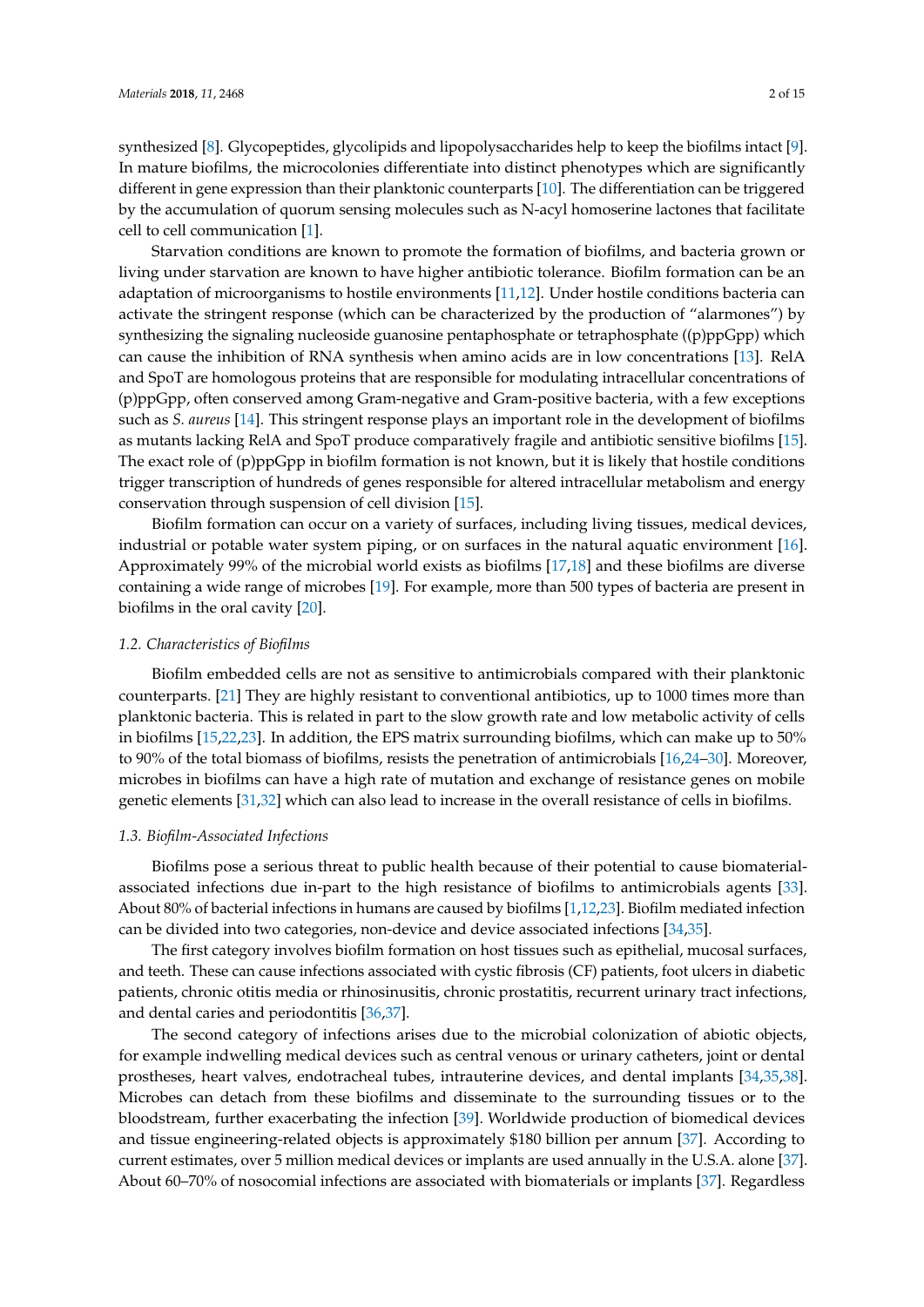synthesized [8]. Glycopeptides, glycolipids and lipopolysaccharides help to keep the biofilms intact [9]. In mature biofilms, the microcolonies differentiate into distinct phenotypes which are significantly different in gene expression than their planktonic counterparts [10]. The differentiation can be triggered by the accumulation of quorum sensing molecules such as N-acyl homoserine lactones that facilitate cell to cell communication [1].

Starvation conditions are known to promote the formation of biofilms, and bacteria grown or living under starvation are known to have higher antibiotic tolerance. Biofilm formation can be an adaptation of microorganisms to hostile environments [11,12]. Under hostile conditions bacteria can activate the stringent response (which can be characterized by the production of "alarmones") by synthesizing the signaling nucleoside guanosine pentaphosphate or tetraphosphate ((p)ppGpp) which can cause the inhibition of RNA synthesis when amino acids are in low concentrations [13]. RelA and SpoT are homologous proteins that are responsible for modulating intracellular concentrations of (p)ppGpp, often conserved among Gram-negative and Gram-positive bacteria, with a few exceptions such as *S. aureus* [14]. This stringent response plays an important role in the development of biofilms as mutants lacking RelA and SpoT produce comparatively fragile and antibiotic sensitive biofilms [15]. The exact role of (p)ppGpp in biofilm formation is not known, but it is likely that hostile conditions trigger transcription of hundreds of genes responsible for altered intracellular metabolism and energy conservation through suspension of cell division [15].

Biofilm formation can occur on a variety of surfaces, including living tissues, medical devices, industrial or potable water system piping, or on surfaces in the natural aquatic environment [16]. Approximately 99% of the microbial world exists as biofilms [17,18] and these biofilms are diverse containing a wide range of microbes [19]. For example, more than 500 types of bacteria are present in biofilms in the oral cavity [20].

### 1.2. Characteristics of Biofilms

Biofilm embedded cells are not as sensitive to antimicrobials compared with their planktonic counterparts. [21] They are highly resistant to conventional antibiotics, up to 1000 times more than planktonic bacteria. This is related in part to the slow growth rate and low metabolic activity of cells in biofilms [15,22,23]. In addition, the EPS matrix surrounding biofilms, which can make up to 50% to 90% of the total biomass of biofilms, resists the penetration of antimicrobials [16,24–30]. Moreover, microbes in biofilms can have a high rate of mutation and exchange of resistance genes on mobile genetic elements [31,32] which can also lead to increase in the overall resistance of cells in biofilms.

### 1.3. Biofilm-Associated Infections

Biofilms pose a serious threat to public health because of their potential to cause biomaterial-associated infections due in-part to the high resistance of biofilms to antimicrobials agents [33]. About 80% of bacterial infections in humans are caused by biofilms [1,12,23]. Biofilm mediated infection can be divided into two categories, non-device and device associated infections [34,35].

The first category involves biofilm formation on host tissues such as epithelial, mucosal surfaces, and teeth. These can cause infections associated with cystic fibrosis (CF) patients, foot ulcers in diabetic patients, chronic otitis media or rhinosinusitis, chronic prostatitis, recurrent urinary tract infections, and dental caries and periodontitis [36,37].

The second category of infections arises due to the microbial colonization of abiotic objects, for example indwelling medical devices such as central venous or urinary catheters, joint or dental prostheses, heart valves, endotracheal tubes, intrauterine devices, and dental implants [34,35,38]. Microbes can detach from these biofilms and disseminate to the surrounding tissues or to the bloodstream, further exacerbating the infection [39]. Worldwide production of biomedical devices and tissue engineering-related objects is approximately $180 billion per annum [37]. According to current estimates, over 5 million medical devices or implants are used annually in the U.S.A. alone [37]. About 60–70% of nosocomial infections are associated with biomaterials or implants [37]. Regardless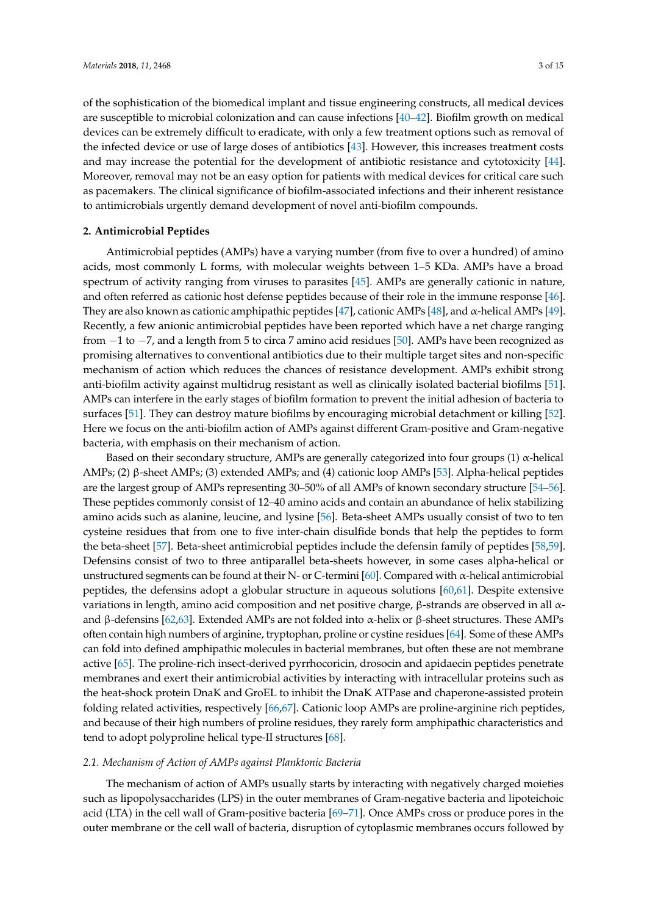of the sophistication of the biomedical implant and tissue engineering constructs, all medical devices are susceptible to microbial colonization and can cause infections [40–42]. Biofilm growth on medical devices can be extremely difficult to eradicate, with only a few treatment options such as removal of the infected device or use of large doses of antibiotics [43]. However, this increases treatment costs and may increase the potential for the development of antibiotic resistance and cytotoxicity [44]. Moreover, removal may not be an easy option for patients with medical devices for critical care such as pacemakers. The clinical significance of biofilm-associated infections and their inherent resistance to antimicrobials urgently demand development of novel anti-biofilm compounds.

## 2. Antimicrobial Peptides

Antimicrobial peptides (AMPs) have a varying number (from five to over a hundred) of amino acids, most commonly L forms, with molecular weights between 1–5 KDa. AMPs have a broad spectrum of activity ranging from viruses to parasites [45]. AMPs are generally cationic in nature, and often referred as cationic host defense peptides because of their role in the immune response [46]. They are also known as cationic amphipathic peptides [47], cationic AMPs [48], and α-helical AMPs [49]. Recently, a few anionic antimicrobial peptides have been reported which have a net charge ranging from −1 to −7, and a length from 5 to circa 7 amino acid residues [50]. AMPs have been recognized as promising alternatives to conventional antibiotics due to their multiple target sites and non-specific mechanism of action which reduces the chances of resistance development. AMPs exhibit strong anti-biofilm activity against multidrug resistant as well as clinically isolated bacterial biofilms [51]. AMPs can interfere in the early stages of biofilm formation to prevent the initial adhesion of bacteria to surfaces [51]. They can destroy mature biofilms by encouraging microbial detachment or killing [52]. Here we focus on the anti-biofilm action of AMPs against different Gram-positive and Gram-negative bacteria, with emphasis on their mechanism of action.

Based on their secondary structure, AMPs are generally categorized into four groups (1) α-helical AMPs; (2) β-sheet AMPs; (3) extended AMPs; and (4) cationic loop AMPs [53]. Alpha-helical peptides are the largest group of AMPs representing 30–50% of all AMPs of known secondary structure [54–56]. These peptides commonly consist of 12–40 amino acids and contain an abundance of helix stabilizing amino acids such as alanine, leucine, and lysine [56]. Beta-sheet AMPs usually consist of two to ten cysteine residues that from one to five inter-chain disulfide bonds that help the peptides to form the beta-sheet [57]. Beta-sheet antimicrobial peptides include the defensin family of peptides [58,59]. Defensins consist of two to three antiparallel beta-sheets however, in some cases alpha-helical or unstructured segments can be found at their N- or C-termini [60]. Compared with α-helical antimicrobial peptides, the defensins adopt a globular structure in aqueous solutions [60,61]. Despite extensive variations in length, amino acid composition and net positive charge, β-strands are observed in all α- and β-defensins [62,63]. Extended AMPs are not folded into α-helix or β-sheet structures. These AMPs often contain high numbers of arginine, tryptophan, proline or cystine residues [64]. Some of these AMPs can fold into defined amphipathic molecules in bacterial membranes, but often these are not membrane active [65]. The proline-rich insect-derived pyrrhocoricin, drosocin and apidaecin peptides penetrate membranes and exert their antimicrobial activities by interacting with intracellular proteins such as the heat-shock protein DnaK and GroEL to inhibit the DnaK ATPase and chaperone-assisted protein folding related activities, respectively [66,67]. Cationic loop AMPs are proline-arginine rich peptides, and because of their high numbers of proline residues, they rarely form amphipathic characteristics and tend to adopt polyproline helical type-II structures [68].

### *2.1. Mechanism of Action of AMPs against Planktonic Bacteria*

The mechanism of action of AMPs usually starts by interacting with negatively charged moieties such as lipopolysaccharides (LPS) in the outer membranes of Gram-negative bacteria and lipoteichoic acid (LTA) in the cell wall of Gram-positive bacteria [69–71]. Once AMPs cross or produce pores in the outer membrane or the cell wall of bacteria, disruption of cytoplasmic membranes occurs followed by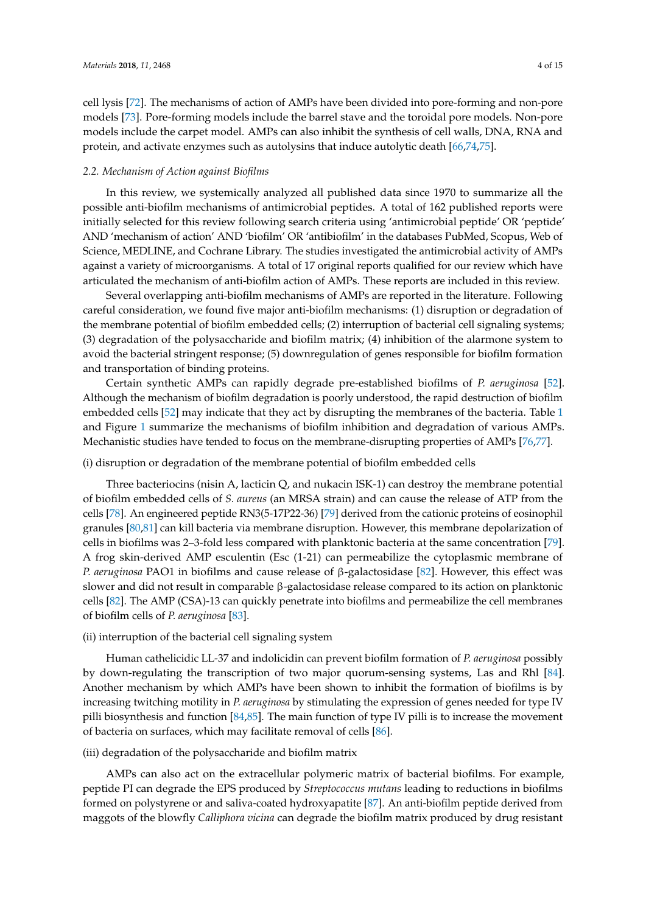cell lysis [72]. The mechanisms of action of AMPs have been divided into pore-forming and non-pore models [73]. Pore-forming models include the barrel stave and the toroidal pore models. Non-pore models include the carpet model. AMPs can also inhibit the synthesis of cell walls, DNA, RNA and protein, and activate enzymes such as autolysins that induce autolytic death [66,74,75].

### *2.2. Mechanism of Action against Biofilms*

In this review, we systemically analyzed all published data since 1970 to summarize all the possible anti-biofilm mechanisms of antimicrobial peptides. A total of 162 published reports were initially selected for this review following search criteria using 'antimicrobial peptide' OR 'peptide' AND 'mechanism of action' AND 'biofilm' OR 'antibiofilm' in the databases PubMed, Scopus, Web of Science, MEDLINE, and Cochrane Library. The studies investigated the antimicrobial activity of AMPs against a variety of microorganisms. A total of 17 original reports qualified for our review which have articulated the mechanism of anti-biofilm action of AMPs. These reports are included in this review.

Several overlapping anti-biofilm mechanisms of AMPs are reported in the literature. Following careful consideration, we found five major anti-biofilm mechanisms: (1) disruption or degradation of the membrane potential of biofilm embedded cells; (2) interruption of bacterial cell signaling systems; (3) degradation of the polysaccharide and biofilm matrix; (4) inhibition of the alarmone system to avoid the bacterial stringent response; (5) downregulation of genes responsible for biofilm formation and transportation of binding proteins.

Certain synthetic AMPs can rapidly degrade pre-established biofilms of *P. aeruginosa* [52]. Although the mechanism of biofilm degradation is poorly understood, the rapid destruction of biofilm embedded cells [52] may indicate that they act by disrupting the membranes of the bacteria. Table 1 and Figure 1 summarize the mechanisms of biofilm inhibition and degradation of various AMPs. Mechanistic studies have tended to focus on the membrane-disrupting properties of AMPs [76,77].

(i) disruption or degradation of the membrane potential of biofilm embedded cells

Three bacteriocins (nisin A, lacticin Q, and nukacin ISK-1) can destroy the membrane potential of biofilm embedded cells of *S. aureus* (an MRSA strain) and can cause the release of ATP from the cells [78]. An engineered peptide RN3(5-17P22-36) [79] derived from the cationic proteins of eosinophil granules [80,81] can kill bacteria via membrane disruption. However, this membrane depolarization of cells in biofilms was 2–3-fold less compared with planktonic bacteria at the same concentration [79]. A frog skin-derived AMP esculentin (Esc (1-21) can permeabilize the cytoplasmic membrane of *P. aeruginosa* PAO1 in biofilms and cause release of β-galactosidase [82]. However, this effect was slower and did not result in comparable β-galactosidase release compared to its action on planktonic cells [82]. The AMP (CSA)-13 can quickly penetrate into biofilms and permeabilize the cell membranes of biofilm cells of *P. aeruginosa* [83].

(ii) interruption of the bacterial cell signaling system

Human cathelicidic LL-37 and indolicidin can prevent biofilm formation of *P. aeruginosa* possibly by down-regulating the transcription of two major quorum-sensing systems, Las and Rhl [84]. Another mechanism by which AMPs have been shown to inhibit the formation of biofilms is by increasing twitching motility in *P. aeruginosa* by stimulating the expression of genes needed for type IV pilli biosynthesis and function [84,85]. The main function of type IV pilli is to increase the movement of bacteria on surfaces, which may facilitate removal of cells [86].

(iii) degradation of the polysaccharide and biofilm matrix

AMPs can also act on the extracellular polymeric matrix of bacterial biofilms. For example, peptide PI can degrade the EPS produced by *Streptococcus mutans* leading to reductions in biofilms formed on polystyrene or and saliva-coated hydroxyapatite [87]. An anti-biofilm peptide derived from maggots of the blowfly *Calliphora vicina* can degrade the biofilm matrix produced by drug resistant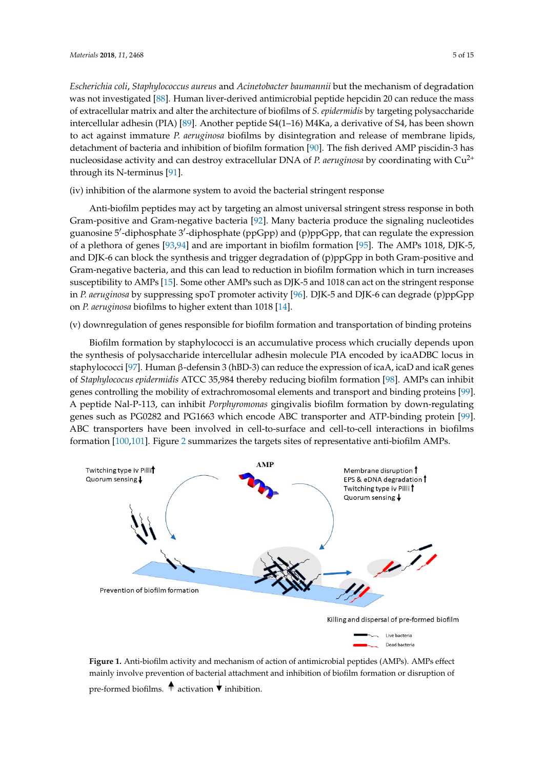*Escherichia coli*, *Staphylococcus aureus* and *Acinetobacter baumannii* but the mechanism of degradation was not investigated [88]. Human liver-derived antimicrobial peptide hepcidin 20 can reduce the mass of extracellular matrix and alter the architecture of biofilms of *S. epidermidis* by targeting polysaccharide intercellular adhesin (PIA) [89]. Another peptide S4(1–16) M4Ka, a derivative of S4, has been shown to act against immature *P. aeruginosa* biofilms by disintegration and release of membrane lipids, detachment of bacteria and inhibition of biofilm formation [90]. The fish derived AMP piscidin-3 has nucleosidase activity and can destroy extracellular DNA of *P. aeruginosa* by coordinating with $Cu^{2+}$ through its N-terminus [91].

(iv) inhibition of the alarmone system to avoid the bacterial stringent response

Anti-biofilm peptides may act by targeting an almost universal stringent stress response in both Gram-positive and Gram-negative bacteria [92]. Many bacteria produce the signaling nucleotides guanosine 5′-diphosphate 3′-diphosphate (ppGpp) and (p)ppGpp, that can regulate the expression of a plethora of genes [93,94] and are important in biofilm formation [95]. The AMPs 1018, DJK-5, and DJK-6 can block the synthesis and trigger degradation of (p)ppGpp in both Gram-positive and Gram-negative bacteria, and this can lead to reduction in biofilm formation which in turn increases susceptibility to AMPs [15]. Some other AMPs such as DJK-5 and 1018 can act on the stringent response in *P. aeruginosa* by suppressing spoT promoter activity [96]. DJK-5 and DJK-6 can degrade (p)ppGpp on *P. aeruginosa* biofilms to higher extent than 1018 [14].

(v) downregulation of genes responsible for biofilm formation and transportation of binding proteins

Biofilm formation by staphylococci is an accumulative process which crucially depends upon the synthesis of polysaccharide intercellular adhesin molecule PIA encoded by icaADBC locus in staphylococci [97]. Human β-defensin 3 (hBD-3) can reduce the expression of icaA, icaD and icaR genes of *Staphylococus epidermidis* ATCC 35,984 thereby reducing biofilm formation [98]. AMPs can inhibit genes controlling the mobility of extrachromosomal elements and transport and binding proteins [99]. A peptide Nal-P-113, can inhibit *Porphyromonas* gingivalis biofilm formation by down-regulating genes such as PG0282 and PG1663 which encode ABC transporter and ATP-binding protein [99]. ABC transporters have been involved in cell-to-surface and cell-to-cell interactions in biofilms formation [100,101]. Figure 2 summarizes the targets sites of representative anti-biofilm AMPs.

AMP

Twitching type iv Pilli ↑
Quorum sensing ↓

Membrane disruption ↑
EPS & eDNA degradation ↑
Twitching type iv Pilli ↑
Quorum sensing ↓

Prevention of biofilm formation

Killing and dispersal of pre-formed biofilm

Live bacteria
Dead bacteria

**Figure 1.** Anti-biofilm activity and mechanism of action of antimicrobial peptides (AMPs). AMPs effect mainly involve prevention of bacterial attachment and inhibition of biofilm formation or disruption of pre-formed biofilms. ↑ activation ↓ inhibition.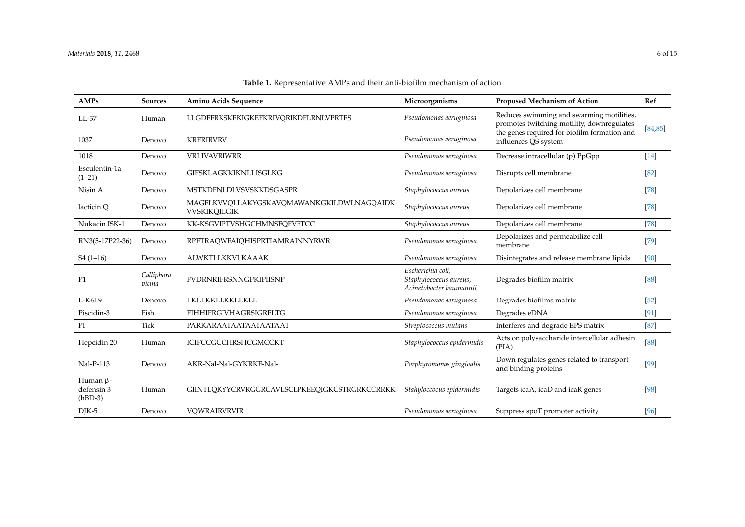**Table 1.** Representative AMPs and their anti-biofilm mechanism of action

| AMPs | Sources | Amino Acids Sequence | Microorganisms | Proposed Mechanism of Action | Ref |
|---|---|---|---|---|---|
| LL-37 | Human | LLGDFFRKSKEKIGKEFKRIVQRIKDFLRNLVPRTES | *Pseudomonas aeruginosa* | Reduces swimming and swarming motilities, promotes twitching motility, downregulates the genes required for biofilm formation and influences QS system | [84,85] |
| 1037 | Denovo | KRFRIRVRV | *Pseudomonas aeruginosa* | | |
| 1018 | Denovo | VRLIVAVRIWRR | *Pseudomonas aeruginosa* | Decrease intracellular (p) PpGpp | [14] |
| Esculentin-1a (1–21) | Denovo | GIFSKLAGKKIKNLLISGLKG | *Pseudomonas aeruginosa* | Disrupts cell membrane | [82] |
| Nisin A | Denovo | MSTKDFNLDLVSVSKKDSGASPR | *Staphylococcus aureus* | Depolarizes cell membrane | [78] |
| lacticin Q | Denovo | MAGFLKVVQLLAKYGSKAVQMAWANKGKILDWLNAGQAIDK VVSKIKQILGIK | *Staphylococcus aureus* | Depolarizes cell membrane | [78] |
| Nukacin ISK-1 | Denovo | KK-KSGVIPTVSHGCHMNSFQFVFTCC | *Staphylococcus aureus* | Depolarizes cell membrane | [78] |
| RN3(5-17P22-36) | Denovo | RPFTRAQWFAIQHISPRTIAMRAINNYRWR | *Pseudomonas aeruginosa* | Depolarizes and permeabilize cell membrane | [79] |
| S4 (1–16) | Denovo | ALWKTLLKKVLKAAAK | *Pseudomonas aeruginosa* | Disintegrates and release membrane lipids | [90] |
| P1 | *Calliphora vicina* | FVDRNRIPRSNNGPKIPIISNP | *Escherichia coli*, *Staphylococcus aureus*, *Acinetobacter baumannii* | Degrades biofilm matrix | [88] |
| L-K6L9 | Denovo | LKLLKKLLKKLLKLL | *Pseudomonas aeruginosa* | Degrades biofilms matrix | [52] |
| Piscidin-3 | Fish | FIHHIFRGIVHAGRSIGRFLTG | *Pseudomonas aeruginosa* | Degrades eDNA | [91] |
| PI | Tick | PARKARAATAATAATAATAAT | *Streptococcus mutans* | Interferes and degrade EPS matrix | [87] |
| Hepcidin 20 | Human | ICIFCCGCCHRSHCGMCCKT | *Staphylococcus epidermidis* | Acts on polysaccharide intercellular adhesin (PIA) | [88] |
| Nal-P-113 | Denovo | AKR-Nal-Nal-GYKRKF-Nal- | *Porphyromonas gingivalis* | Down regulates genes related to transport and binding proteins | [99] |
| Human β-defensin 3 (hBD-3) | Human | GIINTLQKYYCRVRGGRCAVLSCLPKEEQIGKCSTRGRKCCRRKK | *Stahyloccocus epidermidis* | Targets icaA, icaD and icaR genes | [98] |
| DJK-5 | Denovo | VQWRAIRVRVIR | *Pseudomonas aeruginosa* | Suppress spoT promoter activity | [96] |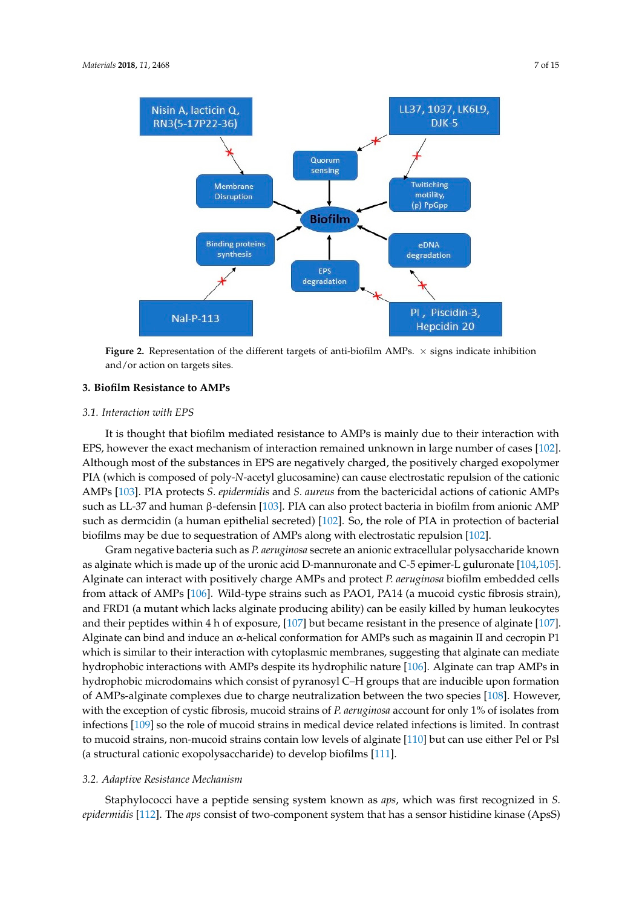Nisin A, lacticin Q, RN3(5-17P22-36)

LL37, 1037, LK6L9, DJK-5

Quorum sensing

Membrane Disruption

Twitiching motility, (p) PpGpp

Biofilm

Binding proteins synthesis

eDNA degradation

EPS degradation

Nal-P-113

PI , Piscidin-3, Hepcidin 20

**Figure 2.** Representation of the different targets of anti-biofilm AMPs. × signs indicate inhibition and/or action on targets sites.

## 3. Biofilm Resistance to AMPs

### 3.1. Interaction with EPS

It is thought that biofilm mediated resistance to AMPs is mainly due to their interaction with EPS, however the exact mechanism of interaction remained unknown in large number of cases [102]. Although most of the substances in EPS are negatively charged, the positively charged exopolymer PIA (which is composed of poly-*N*-acetyl glucosamine) can cause electrostatic repulsion of the cationic AMPs [103]. PIA protects *S. epidermidis* and *S. aureus* from the bactericidal actions of cationic AMPs such as LL-37 and human β-defensin [103]. PIA can also protect bacteria in biofilm from anionic AMP such as dermcidin (a human epithelial secreted) [102]. So, the role of PIA in protection of bacterial biofilms may be due to sequestration of AMPs along with electrostatic repulsion [102].

Gram negative bacteria such as *P. aeruginosa* secrete an anionic extracellular polysaccharide known as alginate which is made up of the uronic acid D-mannuronate and C-5 epimer-L guluronate [104,105]. Alginate can interact with positively charge AMPs and protect *P. aeruginosa* biofilm embedded cells from attack of AMPs [106]. Wild-type strains such as PAO1, PA14 (a mucoid cystic fibrosis strain), and FRD1 (a mutant which lacks alginate producing ability) can be easily killed by human leukocytes and their peptides within 4 h of exposure, [107] but became resistant in the presence of alginate [107]. Alginate can bind and induce an α-helical conformation for AMPs such as magainin II and cecropin P1 which is similar to their interaction with cytoplasmic membranes, suggesting that alginate can mediate hydrophobic interactions with AMPs despite its hydrophilic nature [106]. Alginate can trap AMPs in hydrophobic microdomains which consist of pyranosyl C–H groups that are inducible upon formation of AMPs-alginate complexes due to charge neutralization between the two species [108]. However, with the exception of cystic fibrosis, mucoid strains of *P. aeruginosa* account for only 1% of isolates from infections [109] so the role of mucoid strains in medical device related infections is limited. In contrast to mucoid strains, non-mucoid strains contain low levels of alginate [110] but can use either Pel or Psl (a structural cationic exopolysaccharide) to develop biofilms [111].

### 3.2. Adaptive Resistance Mechanism

Staphylococci have a peptide sensing system known as *aps*, which was first recognized in *S. epidermidis* [112]. The *aps* consist of two-component system that has a sensor histidine kinase (ApsS)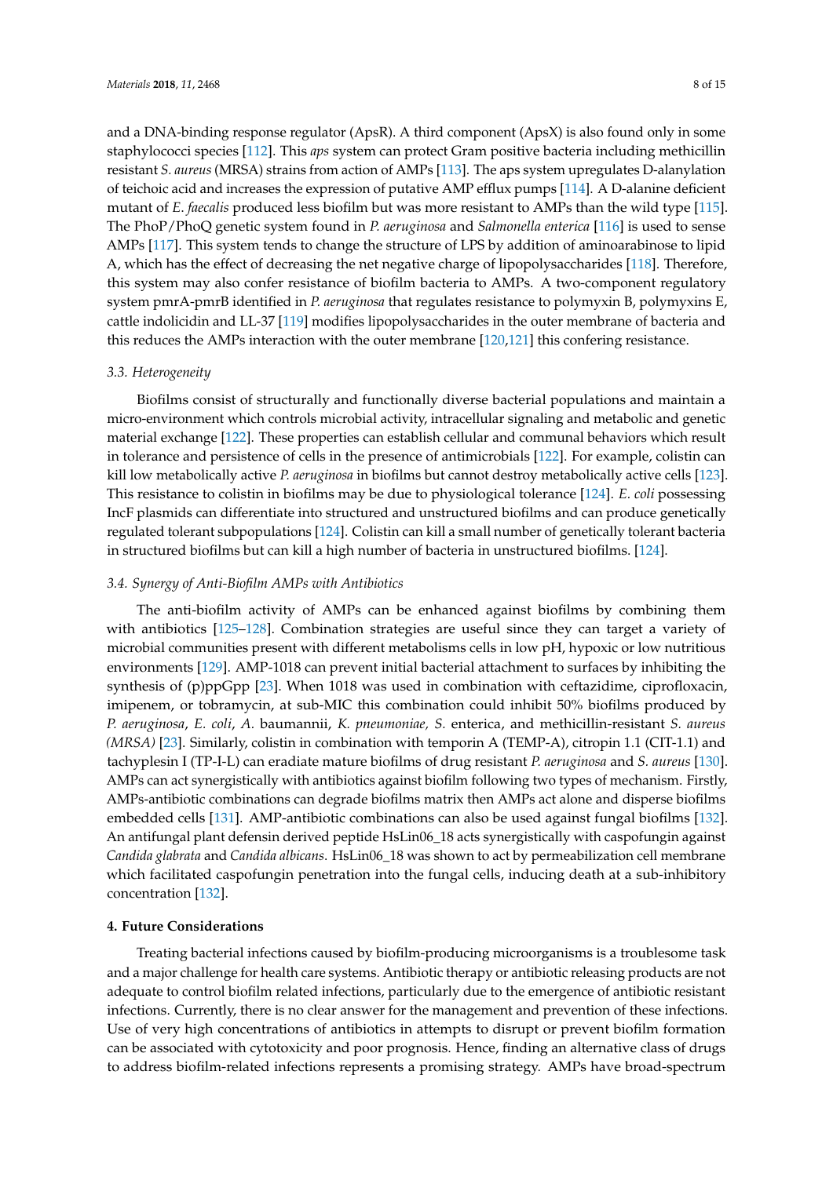and a DNA-binding response regulator (ApsR). A third component (ApsX) is also found only in some staphylococci species [112]. This *aps* system can protect Gram positive bacteria including methicillin resistant *S. aureus* (MRSA) strains from action of AMPs [113]. The aps system upregulates D-alanylation of teichoic acid and increases the expression of putative AMP efflux pumps [114]. A D-alanine deficient mutant of *E. faecalis* produced less biofilm but was more resistant to AMPs than the wild type [115]. The PhoP/PhoQ genetic system found in *P. aeruginosa* and *Salmonella enterica* [116] is used to sense AMPs [117]. This system tends to change the structure of LPS by addition of aminoarabinose to lipid A, which has the effect of decreasing the net negative charge of lipopolysaccharides [118]. Therefore, this system may also confer resistance of biofilm bacteria to AMPs. A two-component regulatory system pmrA-pmrB identified in *P. aeruginosa* that regulates resistance to polymyxin B, polymyxins E, cattle indolicidin and LL-37 [119] modifies lipopolysaccharides in the outer membrane of bacteria and this reduces the AMPs interaction with the outer membrane [120,121] this confering resistance.

### *3.3. Heterogeneity*

Biofilms consist of structurally and functionally diverse bacterial populations and maintain a micro-environment which controls microbial activity, intracellular signaling and metabolic and genetic material exchange [122]. These properties can establish cellular and communal behaviors which result in tolerance and persistence of cells in the presence of antimicrobials [122]. For example, colistin can kill low metabolically active *P. aeruginosa* in biofilms but cannot destroy metabolically active cells [123]. This resistance to colistin in biofilms may be due to physiological tolerance [124]. *E. coli* possessing IncF plasmids can differentiate into structured and unstructured biofilms and can produce genetically regulated tolerant subpopulations [124]. Colistin can kill a small number of genetically tolerant bacteria in structured biofilms but can kill a high number of bacteria in unstructured biofilms. [124].

### *3.4. Synergy of Anti-Biofilm AMPs with Antibiotics*

The anti-biofilm activity of AMPs can be enhanced against biofilms by combining them with antibiotics [125–128]. Combination strategies are useful since they can target a variety of microbial communities present with different metabolisms cells in low pH, hypoxic or low nutritious environments [129]. AMP-1018 can prevent initial bacterial attachment to surfaces by inhibiting the synthesis of (p)ppGpp [23]. When 1018 was used in combination with ceftazidime, ciprofloxacin, imipenem, or tobramycin, at sub-MIC this combination could inhibit 50% biofilms produced by *P. aeruginosa*, *E. coli*, *A.* baumannii, *K. pneumoniae, S.* enterica, and methicillin-resistant *S. aureus (MRSA)* [23]. Similarly, colistin in combination with temporin A (TEMP-A), citropin 1.1 (CIT-1.1) and tachyplesin I (TP-I-L) can eradiate mature biofilms of drug resistant *P. aeruginosa* and *S. aureus* [130]. AMPs can act synergistically with antibiotics against biofilm following two types of mechanism. Firstly, AMPs-antibiotic combinations can degrade biofilms matrix then AMPs act alone and disperse biofilms embedded cells [131]. AMP-antibiotic combinations can also be used against fungal biofilms [132]. An antifungal plant defensin derived peptide HsLin06_18 acts synergistically with caspofungin against *Candida glabrata* and *Candida albicans*. HsLin06_18 was shown to act by permeabilization cell membrane which facilitated caspofungin penetration into the fungal cells, inducing death at a sub-inhibitory concentration [132].

## **4. Future Considerations**

Treating bacterial infections caused by biofilm-producing microorganisms is a troublesome task and a major challenge for health care systems. Antibiotic therapy or antibiotic releasing products are not adequate to control biofilm related infections, particularly due to the emergence of antibiotic resistant infections. Currently, there is no clear answer for the management and prevention of these infections. Use of very high concentrations of antibiotics in attempts to disrupt or prevent biofilm formation can be associated with cytotoxicity and poor prognosis. Hence, finding an alternative class of drugs to address biofilm-related infections represents a promising strategy. AMPs have broad-spectrum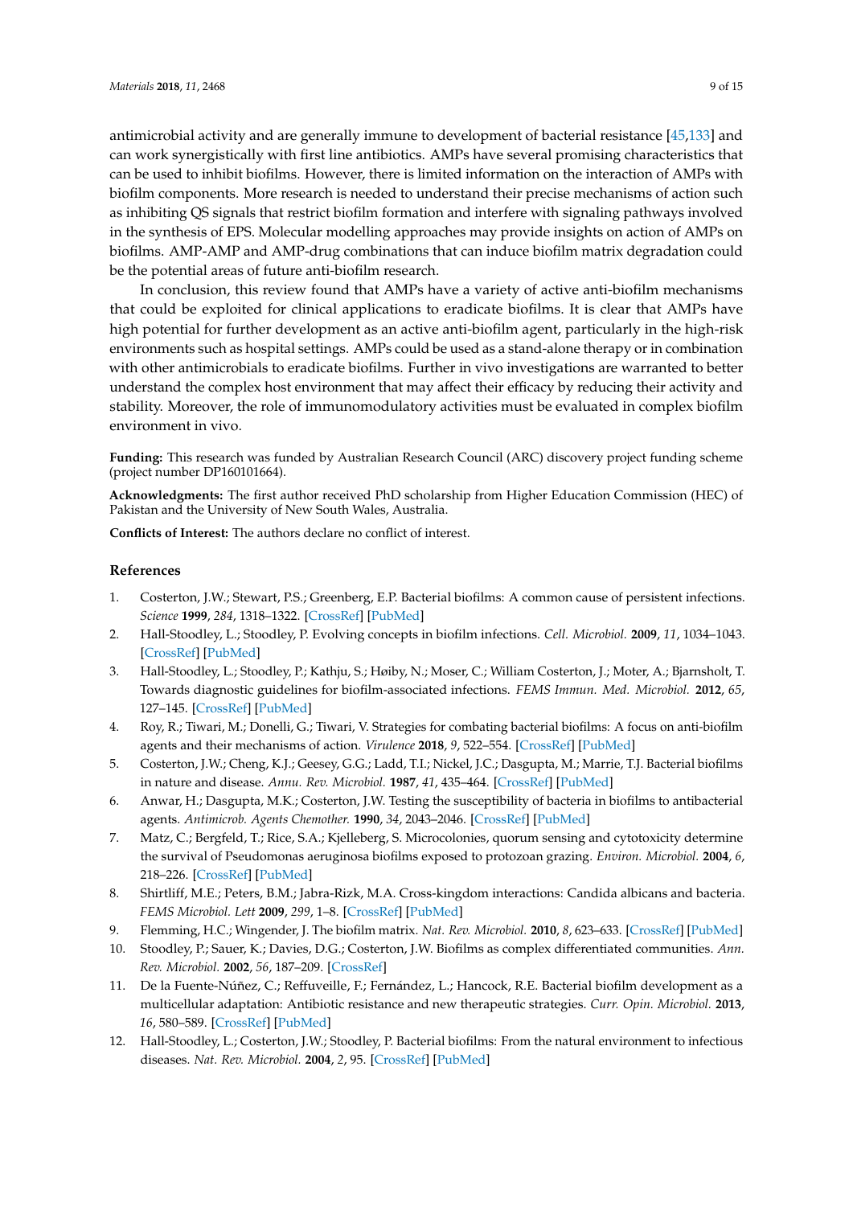antimicrobial activity and are generally immune to development of bacterial resistance [45,133] and can work synergistically with first line antibiotics. AMPs have several promising characteristics that can be used to inhibit biofilms. However, there is limited information on the interaction of AMPs with biofilm components. More research is needed to understand their precise mechanisms of action such as inhibiting QS signals that restrict biofilm formation and interfere with signaling pathways involved in the synthesis of EPS. Molecular modelling approaches may provide insights on action of AMPs on biofilms. AMP-AMP and AMP-drug combinations that can induce biofilm matrix degradation could be the potential areas of future anti-biofilm research.

In conclusion, this review found that AMPs have a variety of active anti-biofilm mechanisms that could be exploited for clinical applications to eradicate biofilms. It is clear that AMPs have high potential for further development as an active anti-biofilm agent, particularly in the high-risk environments such as hospital settings. AMPs could be used as a stand-alone therapy or in combination with other antimicrobials to eradicate biofilms. Further in vivo investigations are warranted to better understand the complex host environment that may affect their efficacy by reducing their activity and stability. Moreover, the role of immunomodulatory activities must be evaluated in complex biofilm environment in vivo.

**Funding:** This research was funded by Australian Research Council (ARC) discovery project funding scheme (project number DP160101664).

**Acknowledgments:** The first author received PhD scholarship from Higher Education Commission (HEC) of Pakistan and the University of New South Wales, Australia.

**Conflicts of Interest:** The authors declare no conflict of interest.

## References

1. Costerton, J.W.; Stewart, P.S.; Greenberg, E.P. Bacterial biofilms: A common cause of persistent infections. *Science* **1999**, *284*, 1318–1322. [CrossRef] [PubMed]
2. Hall-Stoodley, L.; Stoodley, P. Evolving concepts in biofilm infections. *Cell. Microbiol.* **2009**, *11*, 1034–1043. [CrossRef] [PubMed]
3. Hall-Stoodley, L.; Stoodley, P.; Kathju, S.; Høiby, N.; Moser, C.; William Costerton, J.; Moter, A.; Bjarnsholt, T. Towards diagnostic guidelines for biofilm-associated infections. *FEMS Immun. Med. Microbiol.* **2012**, *65*, 127–145. [CrossRef] [PubMed]
4. Roy, R.; Tiwari, M.; Donelli, G.; Tiwari, V. Strategies for combating bacterial biofilms: A focus on anti-biofilm agents and their mechanisms of action. *Virulence* **2018**, *9*, 522–554. [CrossRef] [PubMed]
5. Costerton, J.W.; Cheng, K.J.; Geesey, G.G.; Ladd, T.I.; Nickel, J.C.; Dasgupta, M.; Marrie, T.J. Bacterial biofilms in nature and disease. *Annu. Rev. Microbiol.* **1987**, *41*, 435–464. [CrossRef] [PubMed]
6. Anwar, H.; Dasgupta, M.K.; Costerton, J.W. Testing the susceptibility of bacteria in biofilms to antibacterial agents. *Antimicrob. Agents Chemother.* **1990**, *34*, 2043–2046. [CrossRef] [PubMed]
7. Matz, C.; Bergfeld, T.; Rice, S.A.; Kjelleberg, S. Microcolonies, quorum sensing and cytotoxicity determine the survival of Pseudomonas aeruginosa biofilms exposed to protozoan grazing. *Environ. Microbiol.* **2004**, *6*, 218–226. [CrossRef] [PubMed]
8. Shirtliff, M.E.; Peters, B.M.; Jabra-Rizk, M.A. Cross-kingdom interactions: Candida albicans and bacteria. *FEMS Microbiol. Lett* **2009**, *299*, 1–8. [CrossRef] [PubMed]
9. Flemming, H.C.; Wingender, J. The biofilm matrix. *Nat. Rev. Microbiol.* **2010**, *8*, 623–633. [CrossRef] [PubMed]
10. Stoodley, P.; Sauer, K.; Davies, D.G.; Costerton, J.W. Biofilms as complex differentiated communities. *Ann. Rev. Microbiol.* **2002**, *56*, 187–209. [CrossRef]
11. De la Fuente-Núñez, C.; Reffuveille, F.; Fernández, L.; Hancock, R.E. Bacterial biofilm development as a multicellular adaptation: Antibiotic resistance and new therapeutic strategies. *Curr. Opin. Microbiol.* **2013**, *16*, 580–589. [CrossRef] [PubMed]
12. Hall-Stoodley, L.; Costerton, J.W.; Stoodley, P. Bacterial biofilms: From the natural environment to infectious diseases. *Nat. Rev. Microbiol.* **2004**, *2*, 95. [CrossRef] [PubMed]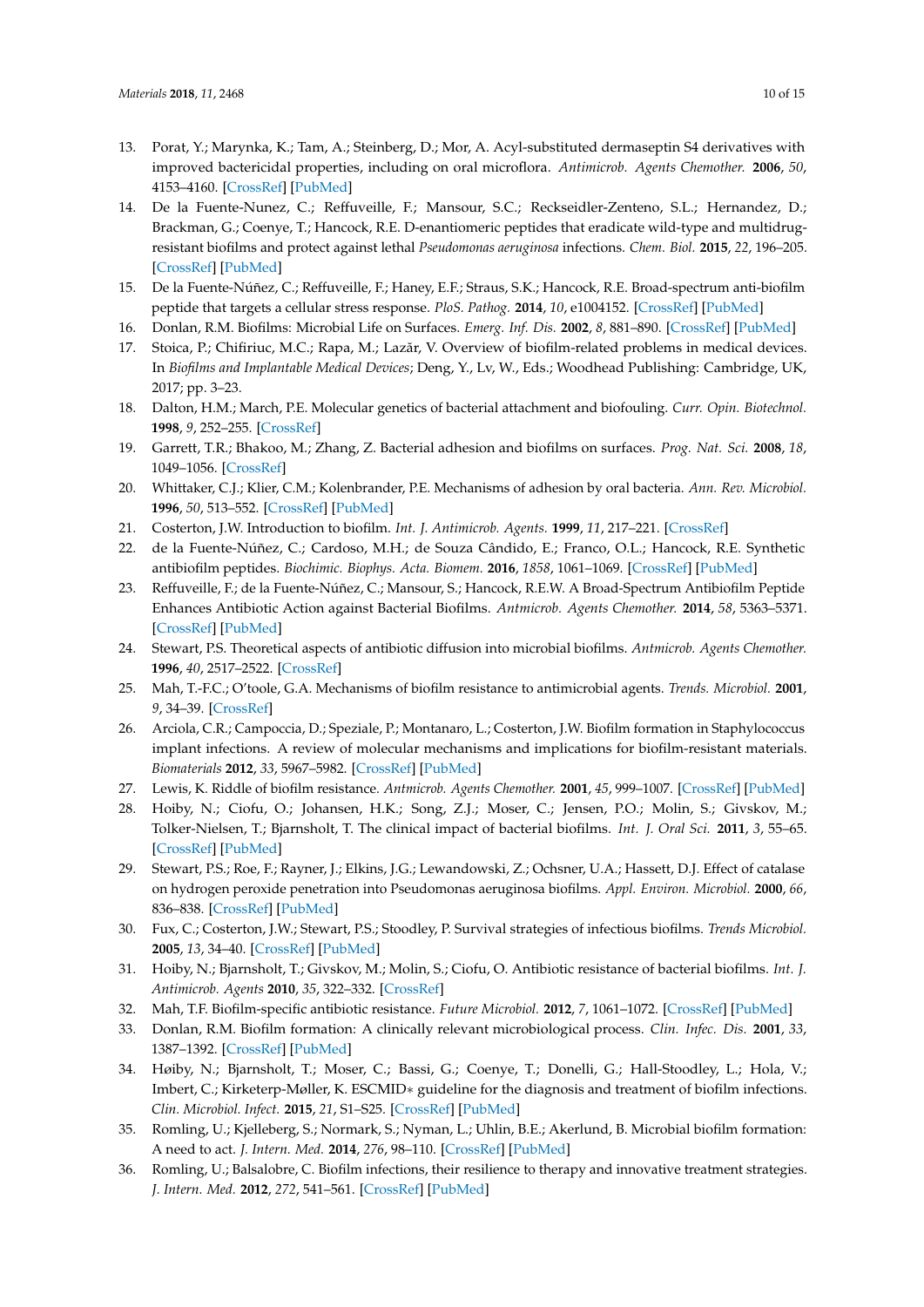13. Porat, Y.; Marynka, K.; Tam, A.; Steinberg, D.; Mor, A. Acyl-substituted dermaseptin S4 derivatives with improved bactericidal properties, including on oral microflora. *Antimicrob. Agents Chemother.* **2006**, *50*, 4153–4160. [CrossRef] [PubMed]
14. De la Fuente-Nunez, C.; Reffuveille, F.; Mansour, S.C.; Reckseidler-Zenteno, S.L.; Hernandez, D.; Brackman, G.; Coenye, T.; Hancock, R.E. D-enantiomeric peptides that eradicate wild-type and multidrug-resistant biofilms and protect against lethal *Pseudomonas aeruginosa* infections. *Chem. Biol.* **2015**, *22*, 196–205. [CrossRef] [PubMed]
15. De la Fuente-Núñez, C.; Reffuveille, F.; Haney, E.F.; Straus, S.K.; Hancock, R.E. Broad-spectrum anti-biofilm peptide that targets a cellular stress response. *PloS. Pathog.* **2014**, *10*, e1004152. [CrossRef] [PubMed]
16. Donlan, R.M. Biofilms: Microbial Life on Surfaces. *Emerg. Inf. Dis.* **2002**, *8*, 881–890. [CrossRef] [PubMed]
17. Stoica, P.; Chifiriuc, M.C.; Rapa, M.; Lazăr, V. Overview of biofilm-related problems in medical devices. In *Biofilms and Implantable Medical Devices*; Deng, Y., Lv, W., Eds.; Woodhead Publishing: Cambridge, UK, 2017; pp. 3–23.
18. Dalton, H.M.; March, P.E. Molecular genetics of bacterial attachment and biofouling. *Curr. Opin. Biotechnol.* **1998**, *9*, 252–255. [CrossRef]
19. Garrett, T.R.; Bhakoo, M.; Zhang, Z. Bacterial adhesion and biofilms on surfaces. *Prog. Nat. Sci.* **2008**, *18*, 1049–1056. [CrossRef]
20. Whittaker, C.J.; Klier, C.M.; Kolenbrander, P.E. Mechanisms of adhesion by oral bacteria. *Ann. Rev. Microbiol.* **1996**, *50*, 513–552. [CrossRef] [PubMed]
21. Costerton, J.W. Introduction to biofilm. *Int. J. Antimicrob. Agents.* **1999**, *11*, 217–221. [CrossRef]
22. de la Fuente-Núñez, C.; Cardoso, M.H.; de Souza Cândido, E.; Franco, O.L.; Hancock, R.E. Synthetic antibiofilm peptides. *Biochimic. Biophys. Acta. Biomem.* **2016**, *1858*, 1061–1069. [CrossRef] [PubMed]
23. Reffuveille, F.; de la Fuente-Núñez, C.; Mansour, S.; Hancock, R.E.W. A Broad-Spectrum Antibiofilm Peptide Enhances Antibiotic Action against Bacterial Biofilms. *Antmicrob. Agents Chemother.* **2014**, *58*, 5363–5371. [CrossRef] [PubMed]
24. Stewart, P.S. Theoretical aspects of antibiotic diffusion into microbial biofilms. *Antmicrob. Agents Chemother.* **1996**, *40*, 2517–2522. [CrossRef]
25. Mah, T.-F.C.; O'toole, G.A. Mechanisms of biofilm resistance to antimicrobial agents. *Trends. Microbiol.* **2001**, *9*, 34–39. [CrossRef]
26. Arciola, C.R.; Campoccia, D.; Speziale, P.; Montanaro, L.; Costerton, J.W. Biofilm formation in Staphylococcus implant infections. A review of molecular mechanisms and implications for biofilm-resistant materials. *Biomaterials* **2012**, *33*, 5967–5982. [CrossRef] [PubMed]
27. Lewis, K. Riddle of biofilm resistance. *Antmicrob. Agents Chemother.* **2001**, *45*, 999–1007. [CrossRef] [PubMed]
28. Hoiby, N.; Ciofu, O.; Johansen, H.K.; Song, Z.J.; Moser, C.; Jensen, P.O.; Molin, S.; Givskov, M.; Tolker-Nielsen, T.; Bjarnsholt, T. The clinical impact of bacterial biofilms. *Int. J. Oral Sci.* **2011**, *3*, 55–65. [CrossRef] [PubMed]
29. Stewart, P.S.; Roe, F.; Rayner, J.; Elkins, J.G.; Lewandowski, Z.; Ochsner, U.A.; Hassett, D.J. Effect of catalase on hydrogen peroxide penetration into Pseudomonas aeruginosa biofilms. *Appl. Environ. Microbiol.* **2000**, *66*, 836–838. [CrossRef] [PubMed]
30. Fux, C.; Costerton, J.W.; Stewart, P.S.; Stoodley, P. Survival strategies of infectious biofilms. *Trends Microbiol.* **2005**, *13*, 34–40. [CrossRef] [PubMed]
31. Hoiby, N.; Bjarnsholt, T.; Givskov, M.; Molin, S.; Ciofu, O. Antibiotic resistance of bacterial biofilms. *Int. J. Antimicrob. Agents* **2010**, *35*, 322–332. [CrossRef]
32. Mah, T.F. Biofilm-specific antibiotic resistance. *Future Microbiol.* **2012**, *7*, 1061–1072. [CrossRef] [PubMed]
33. Donlan, R.M. Biofilm formation: A clinically relevant microbiological process. *Clin. Infec. Dis.* **2001**, *33*, 1387–1392. [CrossRef] [PubMed]
34. Høiby, N.; Bjarnsholt, T.; Moser, C.; Bassi, G.; Coenye, T.; Donelli, G.; Hall-Stoodley, L.; Hola, V.; Imbert, C.; Kirketerp-Møller, K. ESCMID∗ guideline for the diagnosis and treatment of biofilm infections. *Clin. Microbiol. Infect.* **2015**, *21*, S1–S25. [CrossRef] [PubMed]
35. Romling, U.; Kjelleberg, S.; Normark, S.; Nyman, L.; Uhlin, B.E.; Akerlund, B. Microbial biofilm formation: A need to act. *J. Intern. Med.* **2014**, *276*, 98–110. [CrossRef] [PubMed]
36. Romling, U.; Balsalobre, C. Biofilm infections, their resilience to therapy and innovative treatment strategies. *J. Intern. Med.* **2012**, *272*, 541–561. [CrossRef] [PubMed]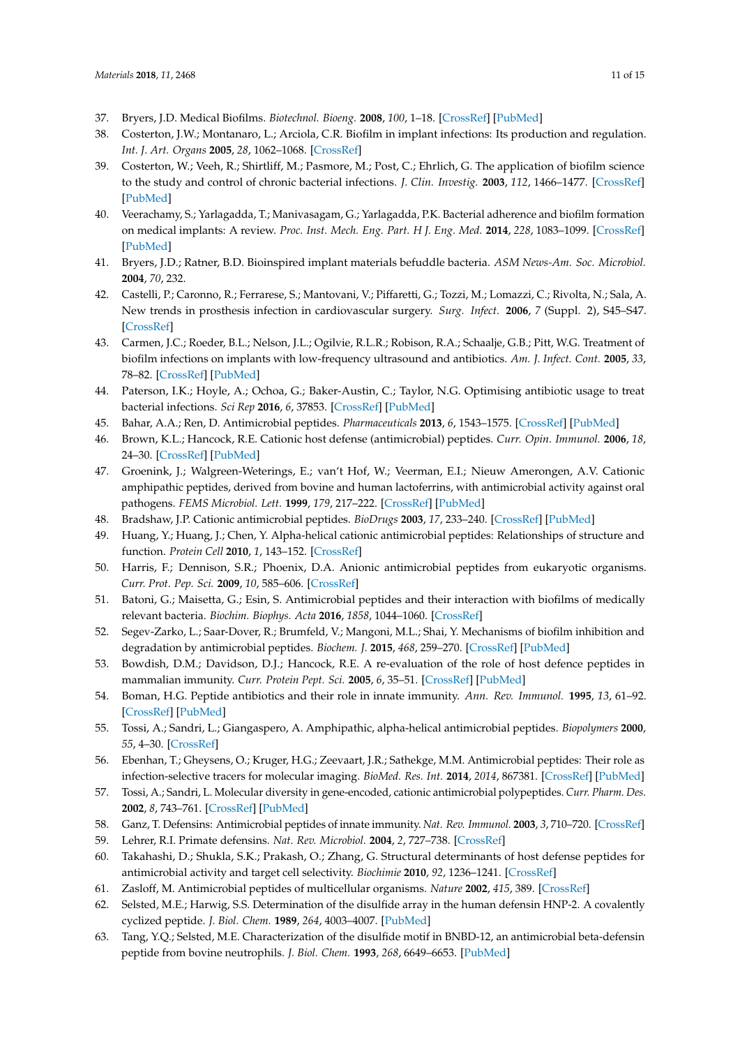37. Bryers, J.D. Medical Biofilms. *Biotechnol. Bioeng.* **2008**, *100*, 1–18. [CrossRef] [PubMed]
38. Costerton, J.W.; Montanaro, L.; Arciola, C.R. Biofilm in implant infections: Its production and regulation. *Int. J. Art. Organs* **2005**, *28*, 1062–1068. [CrossRef]
39. Costerton, W.; Veeh, R.; Shirtliff, M.; Pasmore, M.; Post, C.; Ehrlich, G. The application of biofilm science to the study and control of chronic bacterial infections. *J. Clin. Investig.* **2003**, *112*, 1466–1477. [CrossRef] [PubMed]
40. Veerachamy, S.; Yarlagadda, T.; Manivasagam, G.; Yarlagadda, P.K. Bacterial adherence and biofilm formation on medical implants: A review. *Proc. Inst. Mech. Eng. Part. H J. Eng. Med.* **2014**, *228*, 1083–1099. [CrossRef] [PubMed]
41. Bryers, J.D.; Ratner, B.D. Bioinspired implant materials befuddle bacteria. *ASM News-Am. Soc. Microbiol.* **2004**, *70*, 232.
42. Castelli, P.; Caronno, R.; Ferrarese, S.; Mantovani, V.; Piffaretti, G.; Tozzi, M.; Lomazzi, C.; Rivolta, N.; Sala, A. New trends in prosthesis infection in cardiovascular surgery. *Surg. Infect.* **2006**, *7* (Suppl. 2), S45–S47. [CrossRef]
43. Carmen, J.C.; Roeder, B.L.; Nelson, J.L.; Ogilvie, R.L.R.; Robison, R.A.; Schaalje, G.B.; Pitt, W.G. Treatment of biofilm infections on implants with low-frequency ultrasound and antibiotics. *Am. J. Infect. Cont.* **2005**, *33*, 78–82. [CrossRef] [PubMed]
44. Paterson, I.K.; Hoyle, A.; Ochoa, G.; Baker-Austin, C.; Taylor, N.G. Optimising antibiotic usage to treat bacterial infections. *Sci Rep* **2016**, *6*, 37853. [CrossRef] [PubMed]
45. Bahar, A.A.; Ren, D. Antimicrobial peptides. *Pharmaceuticals* **2013**, *6*, 1543–1575. [CrossRef] [PubMed]
46. Brown, K.L.; Hancock, R.E. Cationic host defense (antimicrobial) peptides. *Curr. Opin. Immunol.* **2006**, *18*, 24–30. [CrossRef] [PubMed]
47. Groenink, J.; Walgreen-Weterings, E.; van't Hof, W.; Veerman, E.I.; Nieuw Amerongen, A.V. Cationic amphipathic peptides, derived from bovine and human lactoferrins, with antimicrobial activity against oral pathogens. *FEMS Microbiol. Lett.* **1999**, *179*, 217–222. [CrossRef] [PubMed]
48. Bradshaw, J.P. Cationic antimicrobial peptides. *BioDrugs* **2003**, *17*, 233–240. [CrossRef] [PubMed]
49. Huang, Y.; Huang, J.; Chen, Y. Alpha-helical cationic antimicrobial peptides: Relationships of structure and function. *Protein Cell* **2010**, *1*, 143–152. [CrossRef]
50. Harris, F.; Dennison, S.R.; Phoenix, D.A. Anionic antimicrobial peptides from eukaryotic organisms. *Curr. Prot. Pep. Sci.* **2009**, *10*, 585–606. [CrossRef]
51. Batoni, G.; Maisetta, G.; Esin, S. Antimicrobial peptides and their interaction with biofilms of medically relevant bacteria. *Biochim. Biophys. Acta* **2016**, *1858*, 1044–1060. [CrossRef]
52. Segev-Zarko, L.; Saar-Dover, R.; Brumfeld, V.; Mangoni, M.L.; Shai, Y. Mechanisms of biofilm inhibition and degradation by antimicrobial peptides. *Biochem. J.* **2015**, *468*, 259–270. [CrossRef] [PubMed]
53. Bowdish, D.M.; Davidson, D.J.; Hancock, R.E. A re-evaluation of the role of host defence peptides in mammalian immunity. *Curr. Protein Pept. Sci.* **2005**, *6*, 35–51. [CrossRef] [PubMed]
54. Boman, H.G. Peptide antibiotics and their role in innate immunity. *Ann. Rev. Immunol.* **1995**, *13*, 61–92. [CrossRef] [PubMed]
55. Tossi, A.; Sandri, L.; Giangaspero, A. Amphipathic, alpha-helical antimicrobial peptides. *Biopolymers* **2000**, *55*, 4–30. [CrossRef]
56. Ebenhan, T.; Gheysens, O.; Kruger, H.G.; Zeevaart, J.R.; Sathekge, M.M. Antimicrobial peptides: Their role as infection-selective tracers for molecular imaging. *BioMed. Res. Int.* **2014**, *2014*, 867381. [CrossRef] [PubMed]
57. Tossi, A.; Sandri, L. Molecular diversity in gene-encoded, cationic antimicrobial polypeptides. *Curr. Pharm. Des.* **2002**, *8*, 743–761. [CrossRef] [PubMed]
58. Ganz, T. Defensins: Antimicrobial peptides of innate immunity. *Nat. Rev. Immunol.* **2003**, *3*, 710–720. [CrossRef]
59. Lehrer, R.I. Primate defensins. *Nat. Rev. Microbiol.* **2004**, *2*, 727–738. [CrossRef]
60. Takahashi, D.; Shukla, S.K.; Prakash, O.; Zhang, G. Structural determinants of host defense peptides for antimicrobial activity and target cell selectivity. *Biochimie* **2010**, *92*, 1236–1241. [CrossRef]
61. Zasloff, M. Antimicrobial peptides of multicellular organisms. *Nature* **2002**, *415*, 389. [CrossRef]
62. Selsted, M.E.; Harwig, S.S. Determination of the disulfide array in the human defensin HNP-2. A covalently cyclized peptide. *J. Biol. Chem.* **1989**, *264*, 4003–4007. [PubMed]
63. Tang, Y.Q.; Selsted, M.E. Characterization of the disulfide motif in BNBD-12, an antimicrobial beta-defensin peptide from bovine neutrophils. *J. Biol. Chem.* **1993**, *268*, 6649–6653. [PubMed]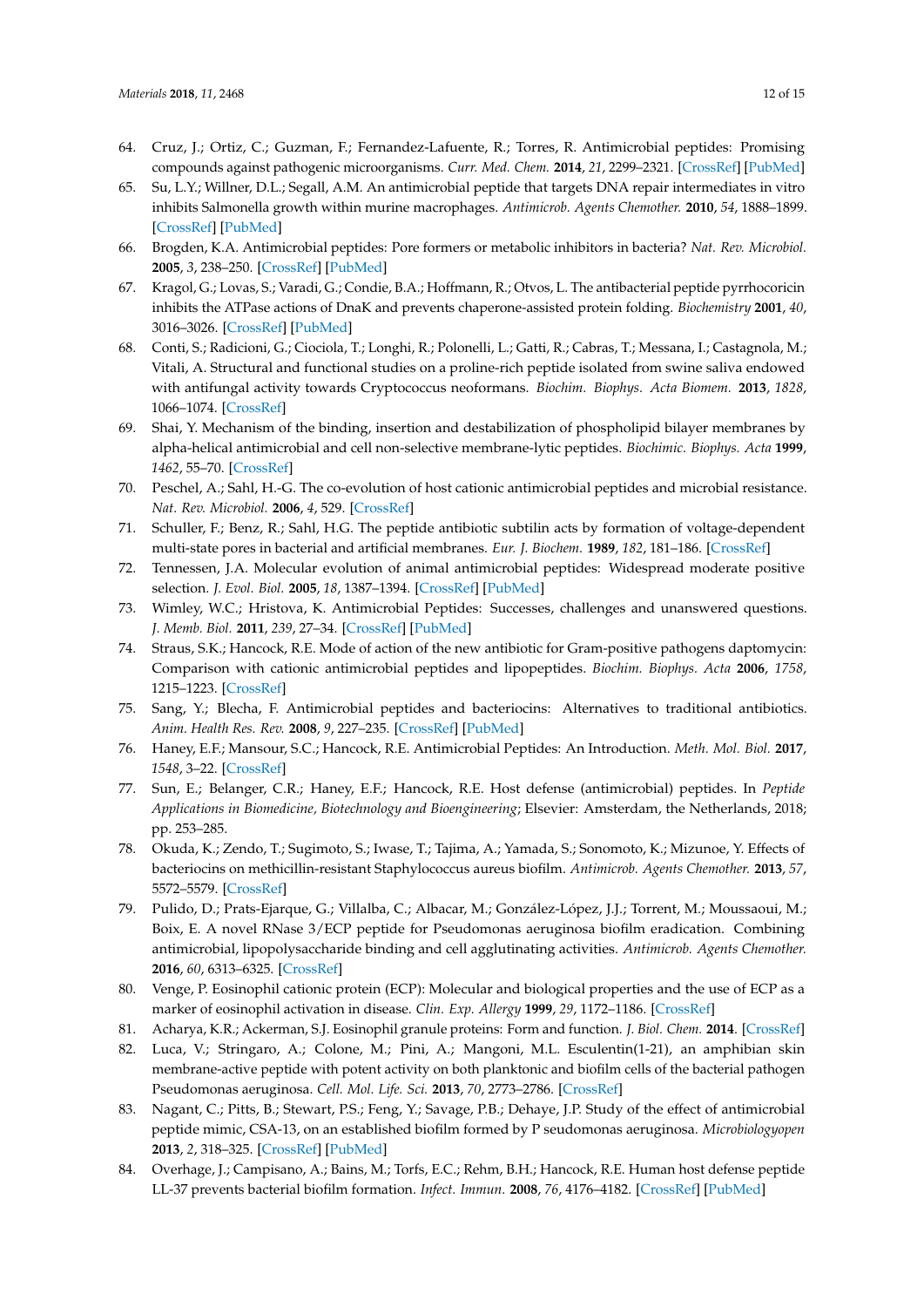64. Cruz, J.; Ortiz, C.; Guzman, F.; Fernandez-Lafuente, R.; Torres, R. Antimicrobial peptides: Promising compounds against pathogenic microorganisms. *Curr. Med. Chem.* **2014**, *21*, 2299–2321. [CrossRef] [PubMed]
65. Su, L.Y.; Willner, D.L.; Segall, A.M. An antimicrobial peptide that targets DNA repair intermediates in vitro inhibits Salmonella growth within murine macrophages. *Antimicrob. Agents Chemother.* **2010**, *54*, 1888–1899. [CrossRef] [PubMed]
66. Brogden, K.A. Antimicrobial peptides: Pore formers or metabolic inhibitors in bacteria? *Nat. Rev. Microbiol.* **2005**, *3*, 238–250. [CrossRef] [PubMed]
67. Kragol, G.; Lovas, S.; Varadi, G.; Condie, B.A.; Hoffmann, R.; Otvos, L. The antibacterial peptide pyrrhocoricin inhibits the ATPase actions of DnaK and prevents chaperone-assisted protein folding. *Biochemistry* **2001**, *40*, 3016–3026. [CrossRef] [PubMed]
68. Conti, S.; Radicioni, G.; Ciociola, T.; Longhi, R.; Polonelli, L.; Gatti, R.; Cabras, T.; Messana, I.; Castagnola, M.; Vitali, A. Structural and functional studies on a proline-rich peptide isolated from swine saliva endowed with antifungal activity towards Cryptococcus neoformans. *Biochim. Biophys. Acta Biomem.* **2013**, *1828*, 1066–1074. [CrossRef]
69. Shai, Y. Mechanism of the binding, insertion and destabilization of phospholipid bilayer membranes by alpha-helical antimicrobial and cell non-selective membrane-lytic peptides. *Biochimic. Biophys. Acta* **1999**, *1462*, 55–70. [CrossRef]
70. Peschel, A.; Sahl, H.-G. The co-evolution of host cationic antimicrobial peptides and microbial resistance. *Nat. Rev. Microbiol.* **2006**, *4*, 529. [CrossRef]
71. Schuller, F.; Benz, R.; Sahl, H.G. The peptide antibiotic subtilin acts by formation of voltage-dependent multi-state pores in bacterial and artificial membranes. *Eur. J. Biochem.* **1989**, *182*, 181–186. [CrossRef]
72. Tennessen, J.A. Molecular evolution of animal antimicrobial peptides: Widespread moderate positive selection. *J. Evol. Biol.* **2005**, *18*, 1387–1394. [CrossRef] [PubMed]
73. Wimley, W.C.; Hristova, K. Antimicrobial Peptides: Successes, challenges and unanswered questions. *J. Memb. Biol.* **2011**, *239*, 27–34. [CrossRef] [PubMed]
74. Straus, S.K.; Hancock, R.E. Mode of action of the new antibiotic for Gram-positive pathogens daptomycin: Comparison with cationic antimicrobial peptides and lipopeptides. *Biochim. Biophys. Acta* **2006**, *1758*, 1215–1223. [CrossRef]
75. Sang, Y.; Blecha, F. Antimicrobial peptides and bacteriocins: Alternatives to traditional antibiotics. *Anim. Health Res. Rev.* **2008**, *9*, 227–235. [CrossRef] [PubMed]
76. Haney, E.F.; Mansour, S.C.; Hancock, R.E. Antimicrobial Peptides: An Introduction. *Meth. Mol. Biol.* **2017**, *1548*, 3–22. [CrossRef]
77. Sun, E.; Belanger, C.R.; Haney, E.F.; Hancock, R.E. Host defense (antimicrobial) peptides. In *Peptide Applications in Biomedicine, Biotechnology and Bioengineering*; Elsevier: Amsterdam, the Netherlands, 2018; pp. 253–285.
78. Okuda, K.; Zendo, T.; Sugimoto, S.; Iwase, T.; Tajima, A.; Yamada, S.; Sonomoto, K.; Mizunoe, Y. Effects of bacteriocins on methicillin-resistant Staphylococcus aureus biofilm. *Antimicrob. Agents Chemother.* **2013**, *57*, 5572–5579. [CrossRef]
79. Pulido, D.; Prats-Ejarque, G.; Villalba, C.; Albacar, M.; González-López, J.J.; Torrent, M.; Moussaoui, M.; Boix, E. A novel RNase 3/ECP peptide for Pseudomonas aeruginosa biofilm eradication. Combining antimicrobial, lipopolysaccharide binding and cell agglutinating activities. *Antimicrob. Agents Chemother.* **2016**, *60*, 6313–6325. [CrossRef]
80. Venge, P. Eosinophil cationic protein (ECP): Molecular and biological properties and the use of ECP as a marker of eosinophil activation in disease. *Clin. Exp. Allergy* **1999**, *29*, 1172–1186. [CrossRef]
81. Acharya, K.R.; Ackerman, S.J. Eosinophil granule proteins: Form and function. *J. Biol. Chem.* **2014**. [CrossRef]
82. Luca, V.; Stringaro, A.; Colone, M.; Pini, A.; Mangoni, M.L. Esculentin(1-21), an amphibian skin membrane-active peptide with potent activity on both planktonic and biofilm cells of the bacterial pathogen Pseudomonas aeruginosa. *Cell. Mol. Life. Sci.* **2013**, *70*, 2773–2786. [CrossRef]
83. Nagant, C.; Pitts, B.; Stewart, P.S.; Feng, Y.; Savage, P.B.; Dehaye, J.P. Study of the effect of antimicrobial peptide mimic, CSA-13, on an established biofilm formed by P seudomonas aeruginosa. *Microbiologyopen* **2013**, *2*, 318–325. [CrossRef] [PubMed]
84. Overhage, J.; Campisano, A.; Bains, M.; Torfs, E.C.; Rehm, B.H.; Hancock, R.E. Human host defense peptide LL-37 prevents bacterial biofilm formation. *Infect. Immun.* **2008**, *76*, 4176–4182. [CrossRef] [PubMed]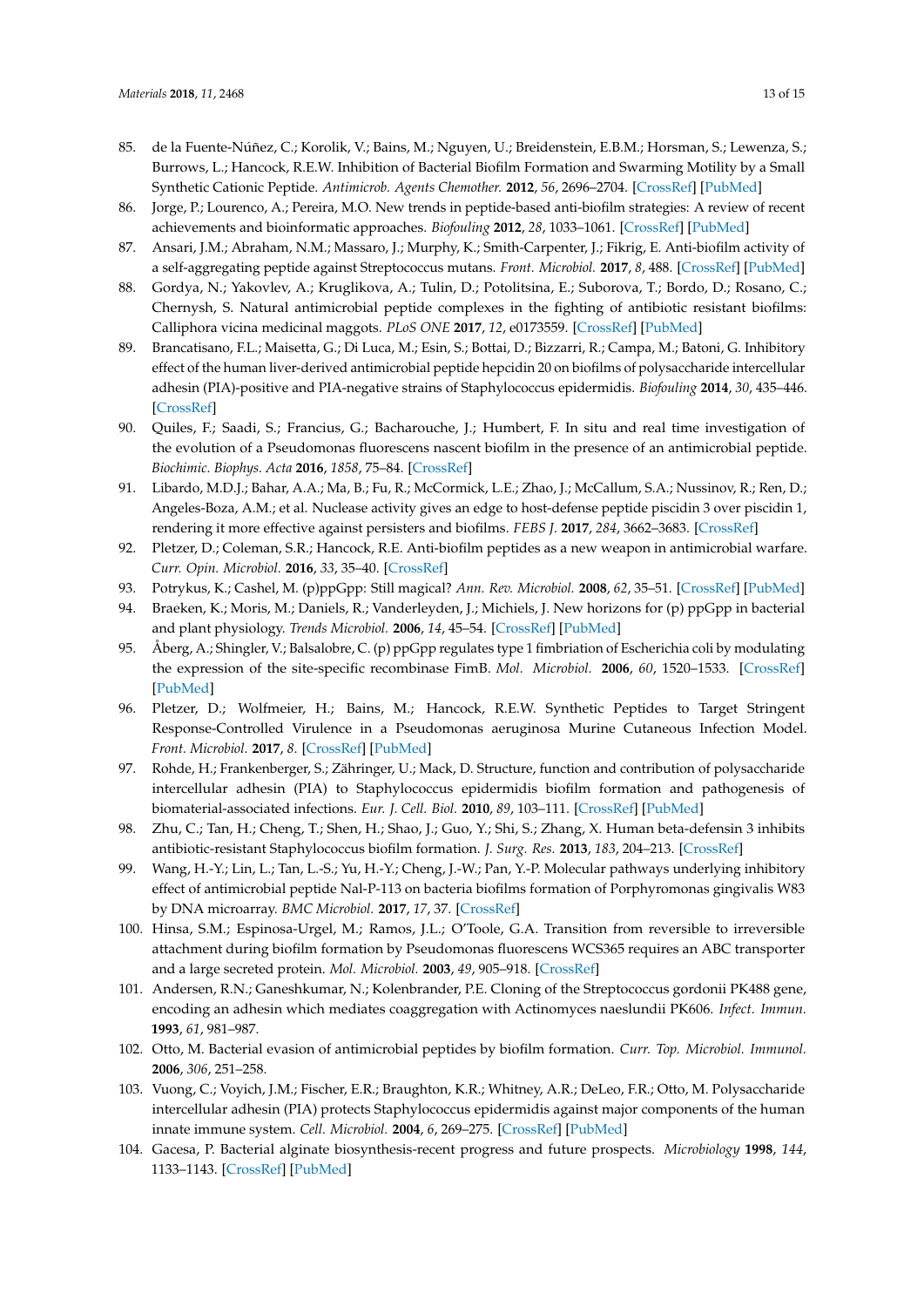85. de la Fuente-Núñez, C.; Korolik, V.; Bains, M.; Nguyen, U.; Breidenstein, E.B.M.; Horsman, S.; Lewenza, S.; Burrows, L.; Hancock, R.E.W. Inhibition of Bacterial Biofilm Formation and Swarming Motility by a Small Synthetic Cationic Peptide. *Antimicrob. Agents Chemother.* **2012**, *56*, 2696–2704. [CrossRef] [PubMed]
86. Jorge, P.; Lourenco, A.; Pereira, M.O. New trends in peptide-based anti-biofilm strategies: A review of recent achievements and bioinformatic approaches. *Biofouling* **2012**, *28*, 1033–1061. [CrossRef] [PubMed]
87. Ansari, J.M.; Abraham, N.M.; Massaro, J.; Murphy, K.; Smith-Carpenter, J.; Fikrig, E. Anti-biofilm activity of a self-aggregating peptide against Streptococcus mutans. *Front. Microbiol.* **2017**, *8*, 488. [CrossRef] [PubMed]
88. Gordya, N.; Yakovlev, A.; Kruglikova, A.; Tulin, D.; Potolitsina, E.; Suborova, T.; Bordo, D.; Rosano, C.; Chernysh, S. Natural antimicrobial peptide complexes in the fighting of antibiotic resistant biofilms: Calliphora vicina medicinal maggots. *PLoS ONE* **2017**, *12*, e0173559. [CrossRef] [PubMed]
89. Brancatisano, F.L.; Maisetta, G.; Di Luca, M.; Esin, S.; Bottai, D.; Bizzarri, R.; Campa, M.; Batoni, G. Inhibitory effect of the human liver-derived antimicrobial peptide hepcidin 20 on biofilms of polysaccharide intercellular adhesin (PIA)-positive and PIA-negative strains of Staphylococcus epidermidis. *Biofouling* **2014**, *30*, 435–446. [CrossRef]
90. Quiles, F.; Saadi, S.; Francius, G.; Bacharouche, J.; Humbert, F. In situ and real time investigation of the evolution of a Pseudomonas fluorescens nascent biofilm in the presence of an antimicrobial peptide. *Biochimic. Biophys. Acta* **2016**, *1858*, 75–84. [CrossRef]
91. Libardo, M.D.J.; Bahar, A.A.; Ma, B.; Fu, R.; McCormick, L.E.; Zhao, J.; McCallum, S.A.; Nussinov, R.; Ren, D.; Angeles-Boza, A.M.; et al. Nuclease activity gives an edge to host-defense peptide piscidin 3 over piscidin 1, rendering it more effective against persisters and biofilms. *FEBS J.* **2017**, *284*, 3662–3683. [CrossRef]
92. Pletzer, D.; Coleman, S.R.; Hancock, R.E. Anti-biofilm peptides as a new weapon in antimicrobial warfare. *Curr. Opin. Microbiol.* **2016**, *33*, 35–40. [CrossRef]
93. Potrykus, K.; Cashel, M. (p)ppGpp: Still magical? *Ann. Rev. Microbiol.* **2008**, *62*, 35–51. [CrossRef] [PubMed]
94. Braeken, K.; Moris, M.; Daniels, R.; Vanderleyden, J.; Michiels, J. New horizons for (p) ppGpp in bacterial and plant physiology. *Trends Microbiol.* **2006**, *14*, 45–54. [CrossRef] [PubMed]
95. Åberg, A.; Shingler, V.; Balsalobre, C. (p) ppGpp regulates type 1 fimbriation of Escherichia coli by modulating the expression of the site-specific recombinase FimB. *Mol. Microbiol.* **2006**, *60*, 1520–1533. [CrossRef] [PubMed]
96. Pletzer, D.; Wolfmeier, H.; Bains, M.; Hancock, R.E.W. Synthetic Peptides to Target Stringent Response-Controlled Virulence in a Pseudomonas aeruginosa Murine Cutaneous Infection Model. *Front. Microbiol.* **2017**, *8*. [CrossRef] [PubMed]
97. Rohde, H.; Frankenberger, S.; Zähringer, U.; Mack, D. Structure, function and contribution of polysaccharide intercellular adhesin (PIA) to Staphylococcus epidermidis biofilm formation and pathogenesis of biomaterial-associated infections. *Eur. J. Cell. Biol.* **2010**, *89*, 103–111. [CrossRef] [PubMed]
98. Zhu, C.; Tan, H.; Cheng, T.; Shen, H.; Shao, J.; Guo, Y.; Shi, S.; Zhang, X. Human beta-defensin 3 inhibits antibiotic-resistant Staphylococcus biofilm formation. *J. Surg. Res.* **2013**, *183*, 204–213. [CrossRef]
99. Wang, H.-Y.; Lin, L.; Tan, L.-S.; Yu, H.-Y.; Cheng, J.-W.; Pan, Y.-P. Molecular pathways underlying inhibitory effect of antimicrobial peptide Nal-P-113 on bacteria biofilms formation of Porphyromonas gingivalis W83 by DNA microarray. *BMC Microbiol.* **2017**, *17*, 37. [CrossRef]
100. Hinsa, S.M.; Espinosa-Urgel, M.; Ramos, J.L.; O'Toole, G.A. Transition from reversible to irreversible attachment during biofilm formation by Pseudomonas fluorescens WCS365 requires an ABC transporter and a large secreted protein. *Mol. Microbiol.* **2003**, *49*, 905–918. [CrossRef]
101. Andersen, R.N.; Ganeshkumar, N.; Kolenbrander, P.E. Cloning of the Streptococcus gordonii PK488 gene, encoding an adhesin which mediates coaggregation with Actinomyces naeslundii PK606. *Infect. Immun.* **1993**, *61*, 981–987.
102. Otto, M. Bacterial evasion of antimicrobial peptides by biofilm formation. *Curr. Top. Microbiol. Immunol.* **2006**, *306*, 251–258.
103. Vuong, C.; Voyich, J.M.; Fischer, E.R.; Braughton, K.R.; Whitney, A.R.; DeLeo, F.R.; Otto, M. Polysaccharide intercellular adhesin (PIA) protects Staphylococcus epidermidis against major components of the human innate immune system. *Cell. Microbiol.* **2004**, *6*, 269–275. [CrossRef] [PubMed]
104. Gacesa, P. Bacterial alginate biosynthesis-recent progress and future prospects. *Microbiology* **1998**, *144*, 1133–1143. [CrossRef] [PubMed]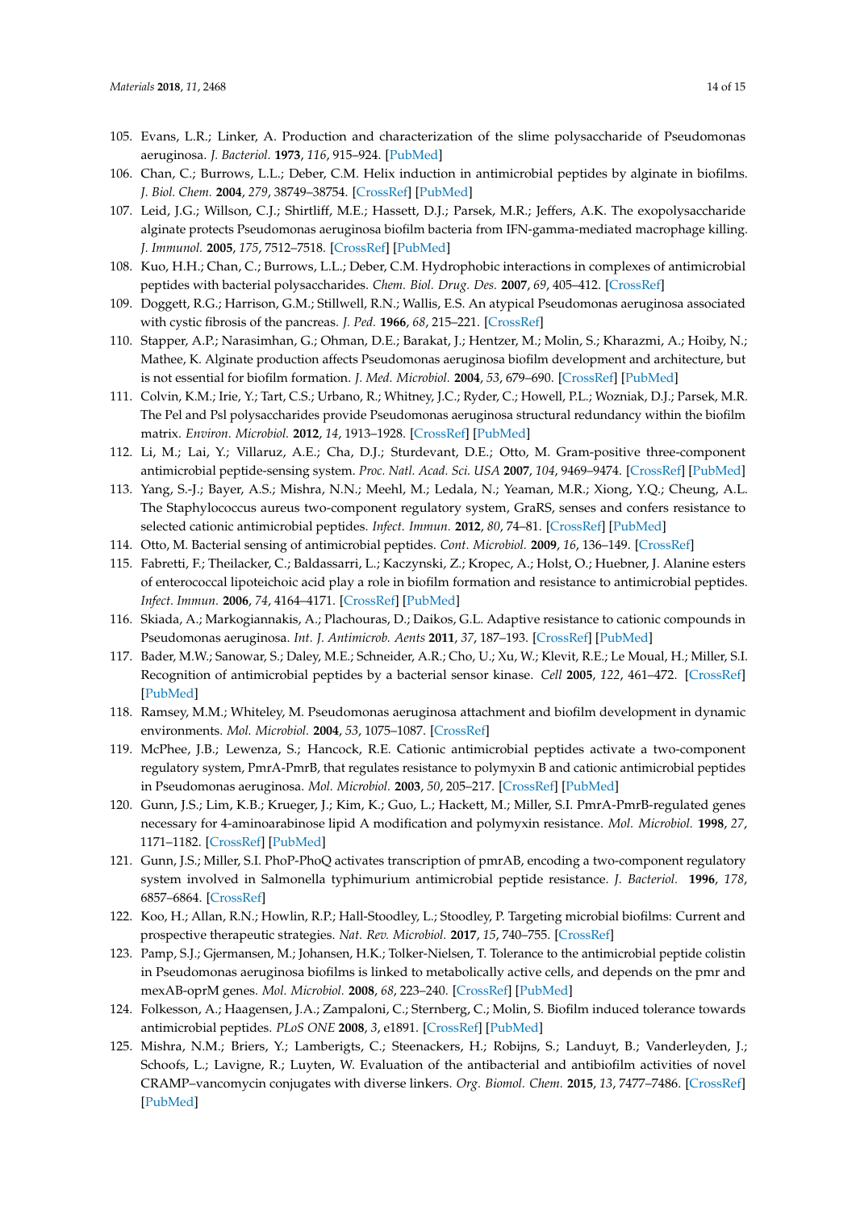105. Evans, L.R.; Linker, A. Production and characterization of the slime polysaccharide of Pseudomonas aeruginosa. *J. Bacteriol.* **1973**, *116*, 915–924. [PubMed]
106. Chan, C.; Burrows, L.L.; Deber, C.M. Helix induction in antimicrobial peptides by alginate in biofilms. *J. Biol. Chem.* **2004**, *279*, 38749–38754. [CrossRef] [PubMed]
107. Leid, J.G.; Willson, C.J.; Shirtliff, M.E.; Hassett, D.J.; Parsek, M.R.; Jeffers, A.K. The exopolysaccharide alginate protects Pseudomonas aeruginosa biofilm bacteria from IFN-gamma-mediated macrophage killing. *J. Immunol.* **2005**, *175*, 7512–7518. [CrossRef] [PubMed]
108. Kuo, H.H.; Chan, C.; Burrows, L.L.; Deber, C.M. Hydrophobic interactions in complexes of antimicrobial peptides with bacterial polysaccharides. *Chem. Biol. Drug. Des.* **2007**, *69*, 405–412. [CrossRef]
109. Doggett, R.G.; Harrison, G.M.; Stillwell, R.N.; Wallis, E.S. An atypical Pseudomonas aeruginosa associated with cystic fibrosis of the pancreas. *J. Ped.* **1966**, *68*, 215–221. [CrossRef]
110. Stapper, A.P.; Narasimhan, G.; Ohman, D.E.; Barakat, J.; Hentzer, M.; Molin, S.; Kharazmi, A.; Hoiby, N.; Mathee, K. Alginate production affects Pseudomonas aeruginosa biofilm development and architecture, but is not essential for biofilm formation. *J. Med. Microbiol.* **2004**, *53*, 679–690. [CrossRef] [PubMed]
111. Colvin, K.M.; Irie, Y.; Tart, C.S.; Urbano, R.; Whitney, J.C.; Ryder, C.; Howell, P.L.; Wozniak, D.J.; Parsek, M.R. The Pel and Psl polysaccharides provide Pseudomonas aeruginosa structural redundancy within the biofilm matrix. *Environ. Microbiol.* **2012**, *14*, 1913–1928. [CrossRef] [PubMed]
112. Li, M.; Lai, Y.; Villaruz, A.E.; Cha, D.J.; Sturdevant, D.E.; Otto, M. Gram-positive three-component antimicrobial peptide-sensing system. *Proc. Natl. Acad. Sci. USA* **2007**, *104*, 9469–9474. [CrossRef] [PubMed]
113. Yang, S.-J.; Bayer, A.S.; Mishra, N.N.; Meehl, M.; Ledala, N.; Yeaman, M.R.; Xiong, Y.Q.; Cheung, A.L. The Staphylococcus aureus two-component regulatory system, GraRS, senses and confers resistance to selected cationic antimicrobial peptides. *Infect. Immun.* **2012**, *80*, 74–81. [CrossRef] [PubMed]
114. Otto, M. Bacterial sensing of antimicrobial peptides. *Cont. Microbiol.* **2009**, *16*, 136–149. [CrossRef]
115. Fabretti, F.; Theilacker, C.; Baldassarri, L.; Kaczynski, Z.; Kropec, A.; Holst, O.; Huebner, J. Alanine esters of enterococcal lipoteichoic acid play a role in biofilm formation and resistance to antimicrobial peptides. *Infect. Immun.* **2006**, *74*, 4164–4171. [CrossRef] [PubMed]
116. Skiada, A.; Markogiannakis, A.; Plachouras, D.; Daikos, G.L. Adaptive resistance to cationic compounds in Pseudomonas aeruginosa. *Int. J. Antimicrob. Aents* **2011**, *37*, 187–193. [CrossRef] [PubMed]
117. Bader, M.W.; Sanowar, S.; Daley, M.E.; Schneider, A.R.; Cho, U.; Xu, W.; Klevit, R.E.; Le Moual, H.; Miller, S.I. Recognition of antimicrobial peptides by a bacterial sensor kinase. *Cell* **2005**, *122*, 461–472. [CrossRef] [PubMed]
118. Ramsey, M.M.; Whiteley, M. Pseudomonas aeruginosa attachment and biofilm development in dynamic environments. *Mol. Microbiol.* **2004**, *53*, 1075–1087. [CrossRef]
119. McPhee, J.B.; Lewenza, S.; Hancock, R.E. Cationic antimicrobial peptides activate a two-component regulatory system, PmrA-PmrB, that regulates resistance to polymyxin B and cationic antimicrobial peptides in Pseudomonas aeruginosa. *Mol. Microbiol.* **2003**, *50*, 205–217. [CrossRef] [PubMed]
120. Gunn, J.S.; Lim, K.B.; Krueger, J.; Kim, K.; Guo, L.; Hackett, M.; Miller, S.I. PmrA-PmrB-regulated genes necessary for 4-aminoarabinose lipid A modification and polymyxin resistance. *Mol. Microbiol.* **1998**, *27*, 1171–1182. [CrossRef] [PubMed]
121. Gunn, J.S.; Miller, S.I. PhoP-PhoQ activates transcription of pmrAB, encoding a two-component regulatory system involved in Salmonella typhimurium antimicrobial peptide resistance. *J. Bacteriol.* **1996**, *178*, 6857–6864. [CrossRef]
122. Koo, H.; Allan, R.N.; Howlin, R.P.; Hall-Stoodley, L.; Stoodley, P. Targeting microbial biofilms: Current and prospective therapeutic strategies. *Nat. Rev. Microbiol.* **2017**, *15*, 740–755. [CrossRef]
123. Pamp, S.J.; Gjermansen, M.; Johansen, H.K.; Tolker-Nielsen, T. Tolerance to the antimicrobial peptide colistin in Pseudomonas aeruginosa biofilms is linked to metabolically active cells, and depends on the pmr and mexAB-oprM genes. *Mol. Microbiol.* **2008**, *68*, 223–240. [CrossRef] [PubMed]
124. Folkesson, A.; Haagensen, J.A.; Zampaloni, C.; Sternberg, C.; Molin, S. Biofilm induced tolerance towards antimicrobial peptides. *PLoS ONE* **2008**, *3*, e1891. [CrossRef] [PubMed]
125. Mishra, N.M.; Briers, Y.; Lamberigts, C.; Steenackers, H.; Robijns, S.; Landuyt, B.; Vanderleyden, J.; Schoofs, L.; Lavigne, R.; Luyten, W. Evaluation of the antibacterial and antibiofilm activities of novel CRAMP–vancomycin conjugates with diverse linkers. *Org. Biomol. Chem.* **2015**, *13*, 7477–7486. [CrossRef] [PubMed]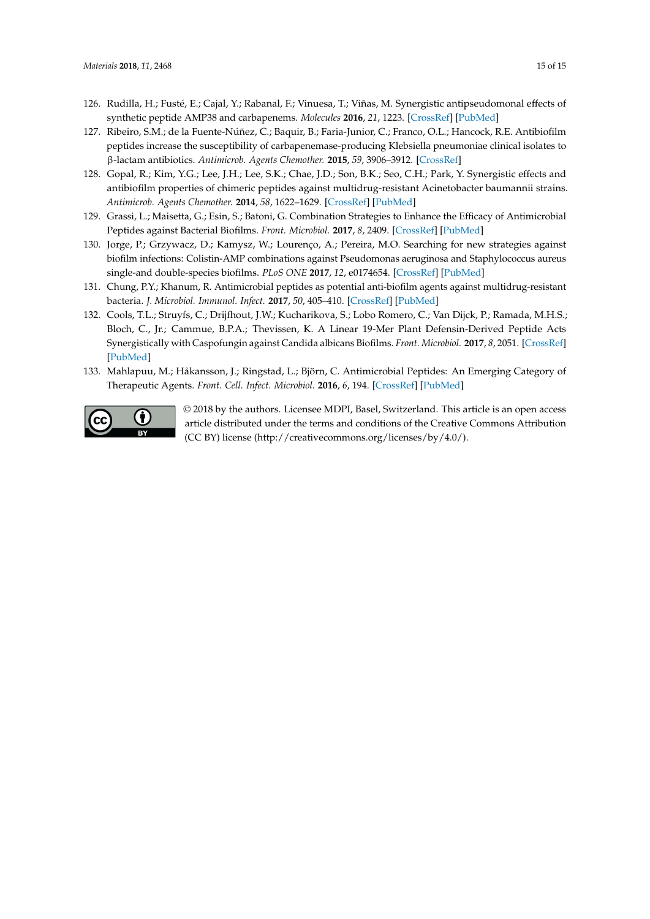126. Rudilla, H.; Fusté, E.; Cajal, Y.; Rabanal, F.; Vinuesa, T.; Viñas, M. Synergistic antipseudomonal effects of synthetic peptide AMP38 and carbapenems. *Molecules* **2016**, *21*, 1223. [CrossRef] [PubMed]
127. Ribeiro, S.M.; de la Fuente-Núñez, C.; Baquir, B.; Faria-Junior, C.; Franco, O.L.; Hancock, R.E. Antibiofilm peptides increase the susceptibility of carbapenemase-producing Klebsiella pneumoniae clinical isolates to β-lactam antibiotics. *Antimicrob. Agents Chemother.* **2015**, *59*, 3906–3912. [CrossRef]
128. Gopal, R.; Kim, Y.G.; Lee, J.H.; Lee, S.K.; Chae, J.D.; Son, B.K.; Seo, C.H.; Park, Y. Synergistic effects and antibiofilm properties of chimeric peptides against multidrug-resistant Acinetobacter baumannii strains. *Antimicrob. Agents Chemother.* **2014**, *58*, 1622–1629. [CrossRef] [PubMed]
129. Grassi, L.; Maisetta, G.; Esin, S.; Batoni, G. Combination Strategies to Enhance the Efficacy of Antimicrobial Peptides against Bacterial Biofilms. *Front. Microbiol.* **2017**, *8*, 2409. [CrossRef] [PubMed]
130. Jorge, P.; Grzywacz, D.; Kamysz, W.; Lourenço, A.; Pereira, M.O. Searching for new strategies against biofilm infections: Colistin-AMP combinations against Pseudomonas aeruginosa and Staphylococcus aureus single-and double-species biofilms. *PLoS ONE* **2017**, *12*, e0174654. [CrossRef] [PubMed]
131. Chung, P.Y.; Khanum, R. Antimicrobial peptides as potential anti-biofilm agents against multidrug-resistant bacteria. *J. Microbiol. Immunol. Infect.* **2017**, *50*, 405–410. [CrossRef] [PubMed]
132. Cools, T.L.; Struyfs, C.; Drijfhout, J.W.; Kucharikova, S.; Lobo Romero, C.; Van Dijck, P.; Ramada, M.H.S.; Bloch, C., Jr.; Cammue, B.P.A.; Thevissen, K. A Linear 19-Mer Plant Defensin-Derived Peptide Acts Synergistically with Caspofungin against Candida albicans Biofilms. *Front. Microbiol.* **2017**, *8*, 2051. [CrossRef] [PubMed]
133. Mahlapuu, M.; Håkansson, J.; Ringstad, L.; Björn, C. Antimicrobial Peptides: An Emerging Category of Therapeutic Agents. *Front. Cell. Infect. Microbiol.* **2016**, *6*, 194. [CrossRef] [PubMed]

© 2018 by the authors. Licensee MDPI, Basel, Switzerland. This article is an open access article distributed under the terms and conditions of the Creative Commons Attribution (CC BY) license (http://creativecommons.org/licenses/by/4.0/).